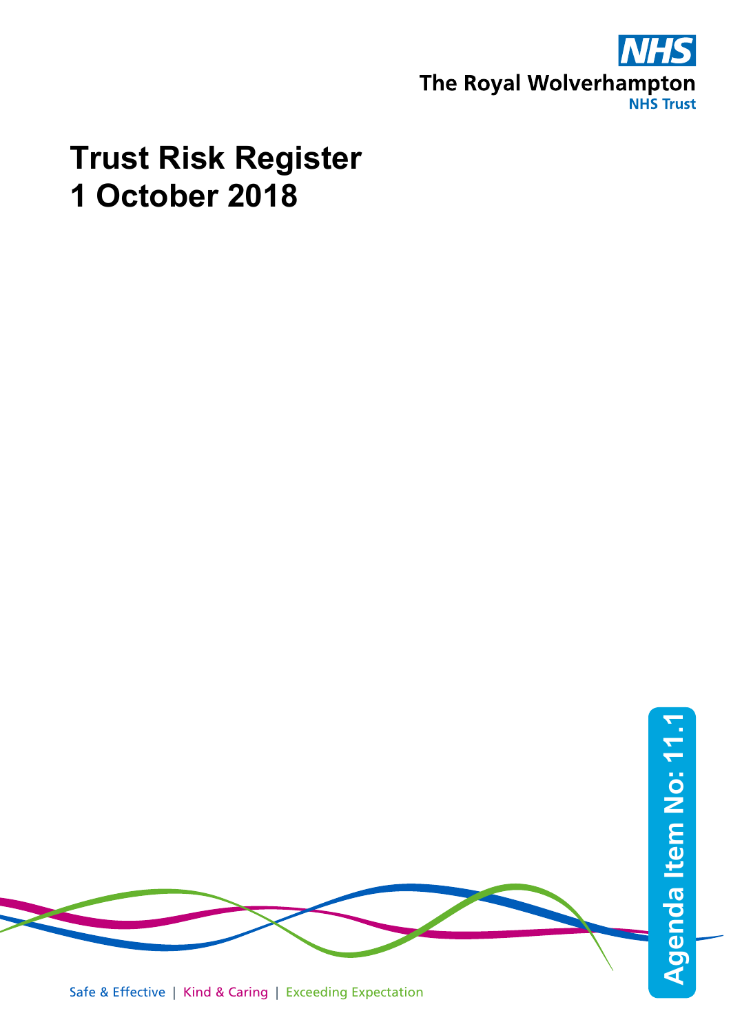NHS

The Royal Wolverhampton NHS Trust

# Trust Risk Register
# 1 October 2018

Agenda Item No: 11.1

Safe & Effective | Kind & Caring | Exceeding Expectation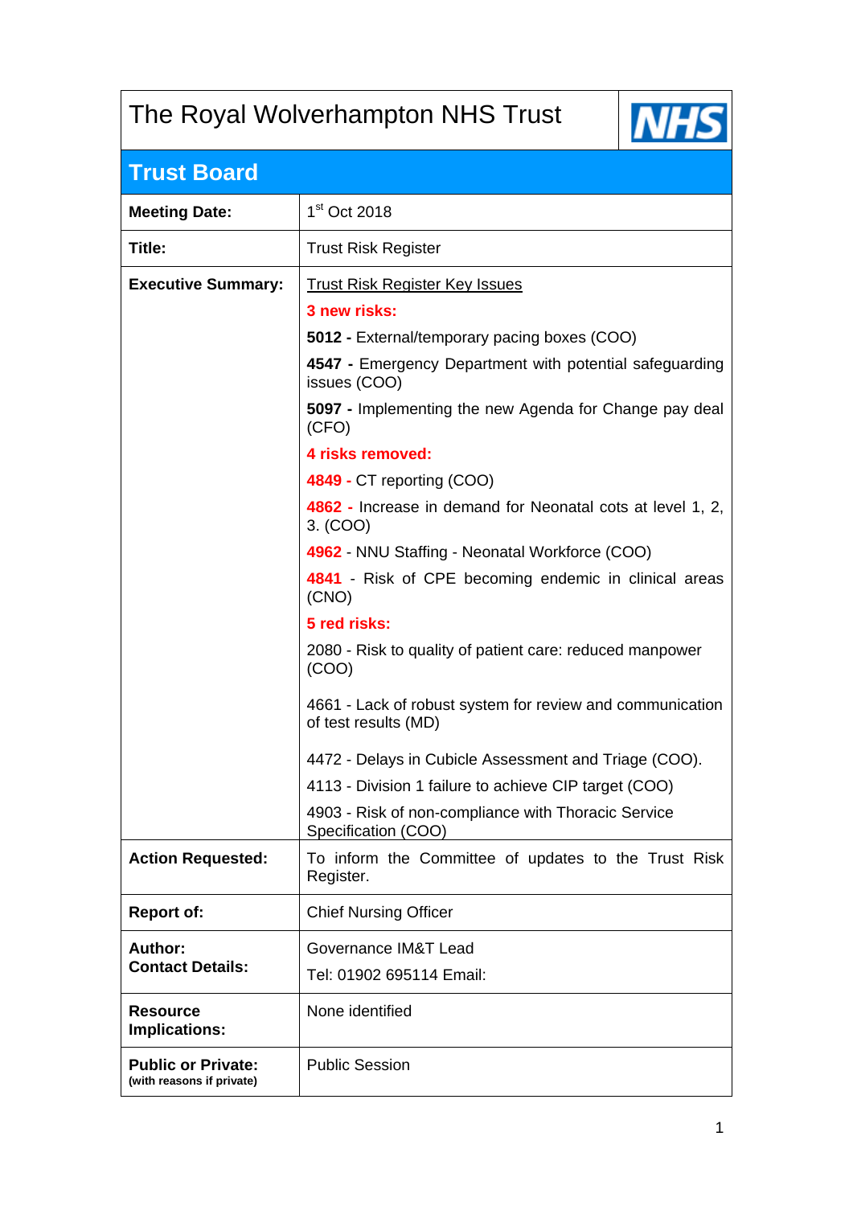# The Royal Wolverhampton NHS Trust

## Trust Board

| | |
|---|---|
| **Meeting Date:** | 1st Oct 2018 |
| **Title:** | Trust Risk Register |
| **Executive Summary:** | Trust Risk Register Key Issues<br>**3 new risks:**<br>**5012 -** External/temporary pacing boxes (COO)<br>**4547 -** Emergency Department with potential safeguarding issues (COO)<br>**5097 -** Implementing the new Agenda for Change pay deal (CFO)<br>**4 risks removed:**<br>**4849 -** CT reporting (COO)<br>**4862 -** Increase in demand for Neonatal cots at level 1, 2, 3. (COO)<br>**4962** - NNU Staffing - Neonatal Workforce (COO)<br>**4841** - Risk of CPE becoming endemic in clinical areas (CNO)<br>**5 red risks:**<br>2080 - Risk to quality of patient care: reduced manpower (COO)<br>4661 - Lack of robust system for review and communication of test results (MD)<br>4472 - Delays in Cubicle Assessment and Triage (COO).<br>4113 - Division 1 failure to achieve CIP target (COO)<br>4903 - Risk of non-compliance with Thoracic Service Specification (COO) |
| **Action Requested:** | To inform the Committee of updates to the Trust Risk Register. |
| **Report of:** | Chief Nursing Officer |
| **Author:**<br>**Contact Details:** | Governance IM&T Lead<br>Tel: 01902 695114 Email: |
| **Resource Implications:** | None identified |
| **Public or Private:**<br>(with reasons if private) | Public Session |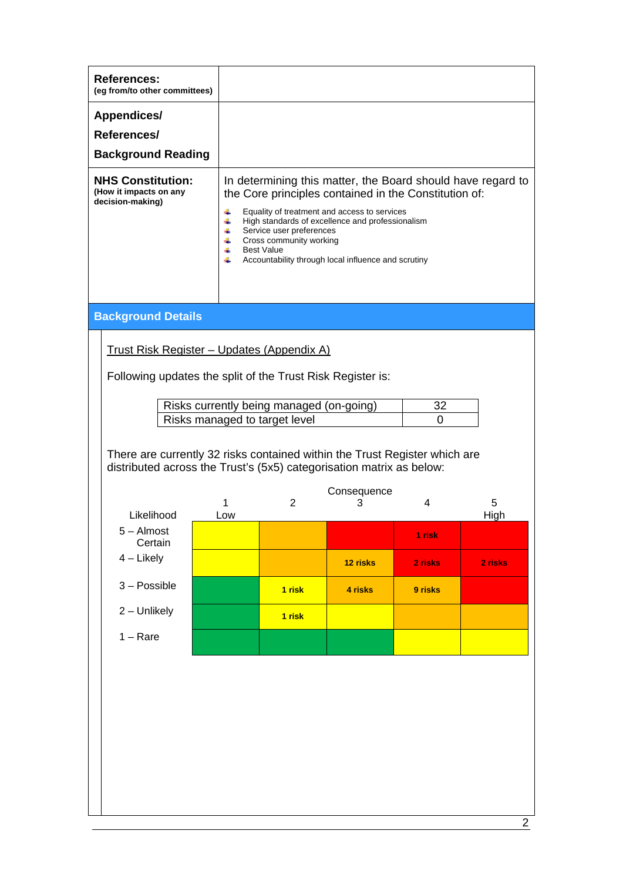| **References:** (eg from/to other committees) | |
|---|---|
| **Appendices/ References/ Background Reading** | |
| **NHS Constitution:** (How it impacts on any decision-making) | In determining this matter, the Board should have regard to the Core principles contained in the Constitution of: <br>- Equality of treatment and access to services<br>- High standards of excellence and professionalism<br>- Service user preferences<br>- Cross community working<br>- Best Value<br>- Accountability through local influence and scrutiny |

## Background Details

Trust Risk Register – Updates (Appendix A)

Following updates the split of the Trust Risk Register is:

| | |
|---|---|
| Risks currently being managed (on-going) | 32 |
| Risks managed to target level | 0 |

There are currently 32 risks contained within the Trust Register which are distributed across the Trust's (5x5) categorisation matrix as below:

| Likelihood / Consequence | 1 Low | 2 | 3 | 4 | 5 High |
|---|---|---|---|---|---|
| 5 – Almost Certain | | | | 1 risk | |
| 4 – Likely | | | 12 risks | 2 risks | 2 risks |
| 3 – Possible | | 1 risk | 4 risks | 9 risks | |
| 2 – Unlikely | | 1 risk | | | |
| 1 – Rare | | | | | |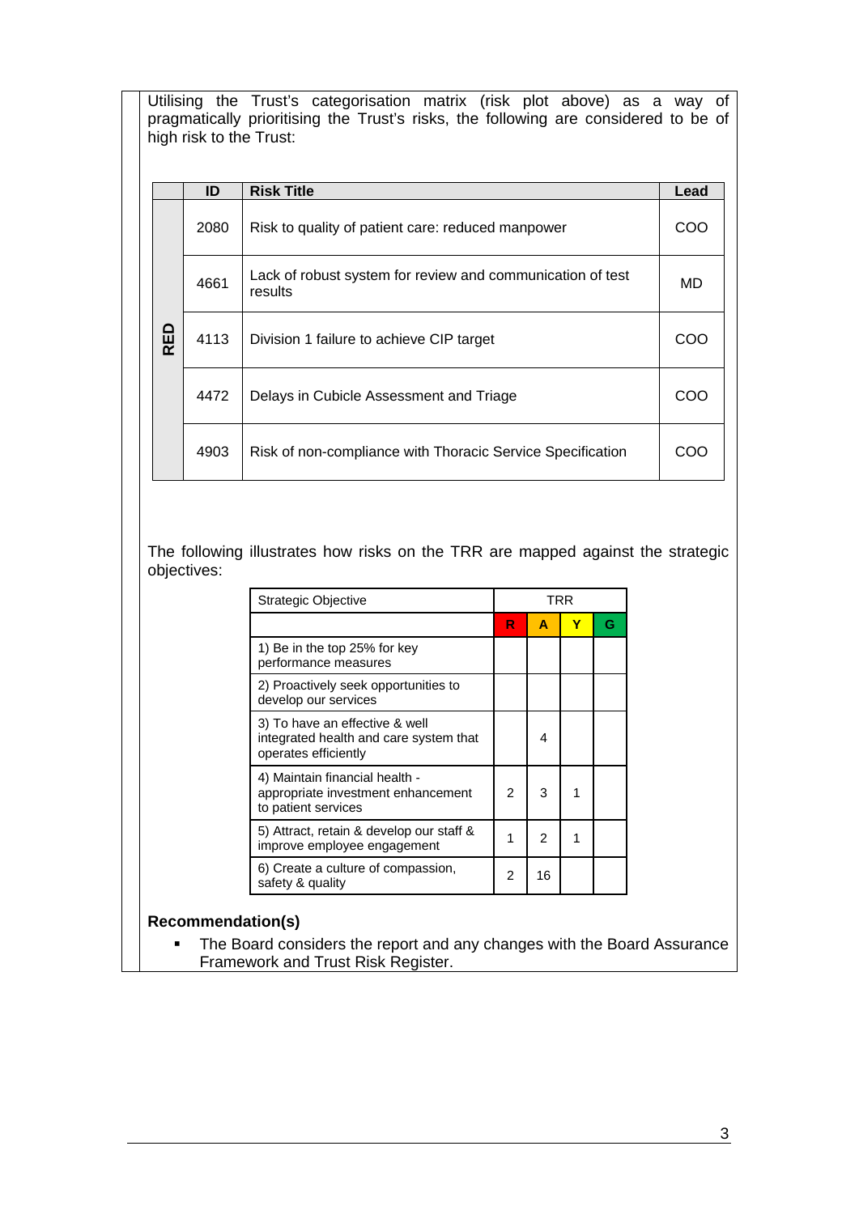Utilising the Trust's categorisation matrix (risk plot above) as a way of pragmatically prioritising the Trust's risks, the following are considered to be of high risk to the Trust:

| | ID | Risk Title | Lead |
|---|---|---|---|
| RED | 2080 | Risk to quality of patient care: reduced manpower | COO |
| | 4661 | Lack of robust system for review and communication of test results | MD |
| | 4113 | Division 1 failure to achieve CIP target | COO |
| | 4472 | Delays in Cubicle Assessment and Triage | COO |
| | 4903 | Risk of non-compliance with Thoracic Service Specification | COO |

The following illustrates how risks on the TRR are mapped against the strategic objectives:

| Strategic Objective | TRR | | | |
|---|---|---|---|---|
| | R | A | Y | G |
| 1) Be in the top 25% for key performance measures | | | | |
| 2) Proactively seek opportunities to develop our services | | | | |
| 3) To have an effective & well integrated health and care system that operates efficiently | | 4 | | |
| 4) Maintain financial health - appropriate investment enhancement to patient services | 2 | 3 | 1 | |
| 5) Attract, retain & develop our staff & improve employee engagement | 1 | 2 | 1 | |
| 6) Create a culture of compassion, safety & quality | 2 | 16 | | |

**Recommendation(s)**

- The Board considers the report and any changes with the Board Assurance Framework and Trust Risk Register.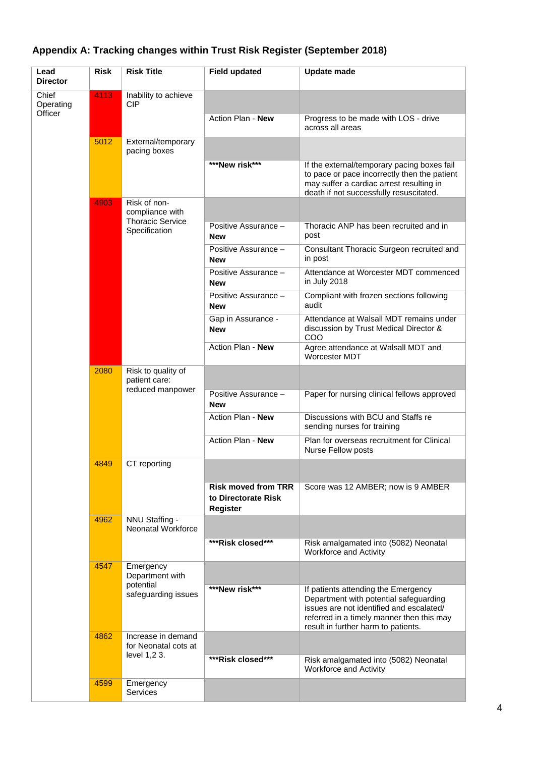## Appendix A: Tracking changes within Trust Risk Register (September 2018)

| Lead Director | Risk | Risk Title | Field updated | Update made |
|---|---|---|---|---|
| Chief Operating Officer | 4113 | Inability to achieve CIP | | |
| | | | Action Plan - **New** | Progress to be made with LOS - drive across all areas |
| | 5012 | External/temporary pacing boxes | | |
| | | | **\*\*\*New risk\*\*\*** | If the external/temporary pacing boxes fail to pace or pace incorrectly then the patient may suffer a cardiac arrest resulting in death if not successfully resuscitated. |
| | 4903 | Risk of non-compliance with Thoracic Service Specification | | |
| | | | Positive Assurance – **New** | Thoracic ANP has been recruited and in post |
| | | | Positive Assurance – **New** | Consultant Thoracic Surgeon recruited and in post |
| | | | Positive Assurance – **New** | Attendance at Worcester MDT commenced in July 2018 |
| | | | Positive Assurance – **New** | Compliant with frozen sections following audit |
| | | | Gap in Assurance - **New** | Attendance at Walsall MDT remains under discussion by Trust Medical Director & COO |
| | | | Action Plan - **New** | Agree attendance at Walsall MDT and Worcester MDT |
| | 2080 | Risk to quality of patient care: reduced manpower | | |
| | | | Positive Assurance – **New** | Paper for nursing clinical fellows approved |
| | | | Action Plan - **New** | Discussions with BCU and Staffs re sending nurses for training |
| | | | Action Plan - **New** | Plan for overseas recruitment for Clinical Nurse Fellow posts |
| | 4849 | CT reporting | | |
| | | | **Risk moved from TRR to Directorate Risk Register** | Score was 12 AMBER; now is 9 AMBER |
| | 4962 | NNU Staffing - Neonatal Workforce | | |
| | | | **\*\*\*Risk closed\*\*\*** | Risk amalgamated into (5082) Neonatal Workforce and Activity |
| | 4547 | Emergency Department with potential safeguarding issues | | |
| | | | **\*\*\*New risk\*\*\*** | If patients attending the Emergency Department with potential safeguarding issues are not identified and escalated/ referred in a timely manner then this may result in further harm to patients. |
| | 4862 | Increase in demand for Neonatal cots at level 1,2 3. | | |
| | | | **\*\*\*Risk closed\*\*\*** | Risk amalgamated into (5082) Neonatal Workforce and Activity |
| | 4599 | Emergency Services | | |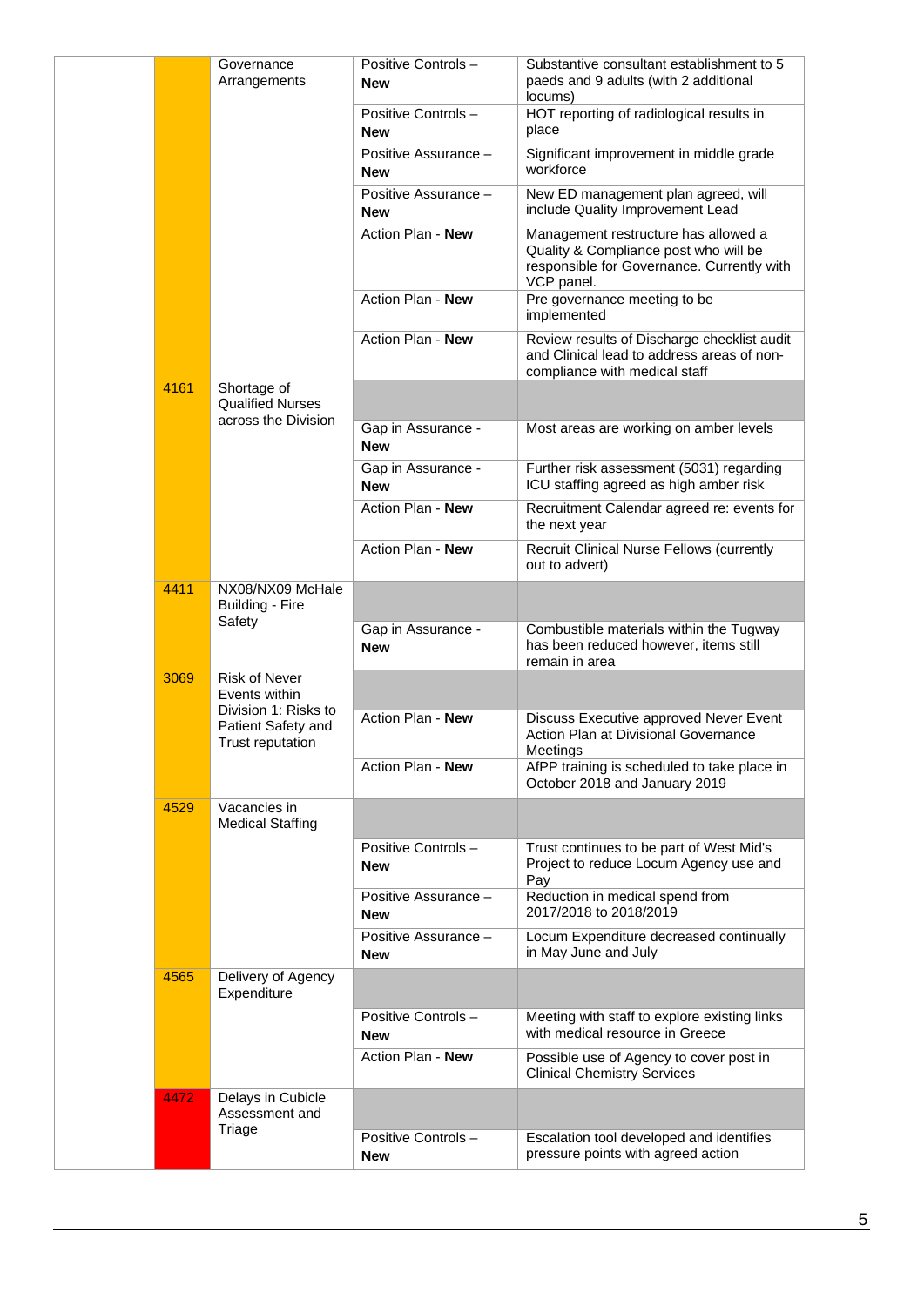| | | | | |
|---|---|---|---|---|
| | | Governance Arrangements | Positive Controls – **New** | Substantive consultant establishment to 5 paeds and 9 adults (with 2 additional locums) |
| | | | Positive Controls – **New** | HOT reporting of radiological results in place |
| | | | Positive Assurance – **New** | Significant improvement in middle grade workforce |
| | | | Positive Assurance – **New** | New ED management plan agreed, will include Quality Improvement Lead |
| | | | Action Plan - **New** | Management restructure has allowed a Quality & Compliance post who will be responsible for Governance. Currently with VCP panel. |
| | | | Action Plan - **New** | Pre governance meeting to be implemented |
| | | | Action Plan - **New** | Review results of Discharge checklist audit and Clinical lead to address areas of non-compliance with medical staff |
| | 4161 | Shortage of Qualified Nurses across the Division | | |
| | | | Gap in Assurance - **New** | Most areas are working on amber levels |
| | | | Gap in Assurance - **New** | Further risk assessment (5031) regarding ICU staffing agreed as high amber risk |
| | | | Action Plan - **New** | Recruitment Calendar agreed re: events for the next year |
| | | | Action Plan - **New** | Recruit Clinical Nurse Fellows (currently out to advert) |
| | 4411 | NX08/NX09 McHale Building - Fire Safety | | |
| | | | Gap in Assurance - **New** | Combustible materials within the Tugway has been reduced however, items still remain in area |
| | 3069 | Risk of Never Events within Division 1: Risks to Patient Safety and Trust reputation | | |
| | | | Action Plan - **New** | Discuss Executive approved Never Event Action Plan at Divisional Governance Meetings |
| | | | Action Plan - **New** | AfPP training is scheduled to take place in October 2018 and January 2019 |
| | 4529 | Vacancies in Medical Staffing | | |
| | | | Positive Controls – **New** | Trust continues to be part of West Mid's Project to reduce Locum Agency use and Pay |
| | | | Positive Assurance – **New** | Reduction in medical spend from 2017/2018 to 2018/2019 |
| | | | Positive Assurance – **New** | Locum Expenditure decreased continually in May June and July |
| | 4565 | Delivery of Agency Expenditure | | |
| | | | Positive Controls – **New** | Meeting with staff to explore existing links with medical resource in Greece |
| | | | Action Plan - **New** | Possible use of Agency to cover post in Clinical Chemistry Services |
| | 4472 | Delays in Cubicle Assessment and Triage | | |
| | | | Positive Controls – **New** | Escalation tool developed and identifies pressure points with agreed action |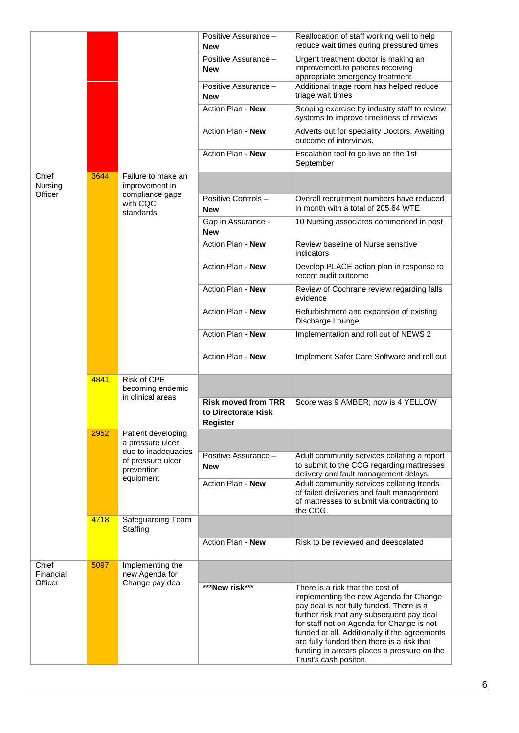| | | | | |
|---|---|---|---|---|
| | | | Positive Assurance – **New** | Reallocation of staff working well to help reduce wait times during pressured times |
| | | | Positive Assurance – **New** | Urgent treatment doctor is making an improvement to patients receiving appropriate emergency treatment |
| | | | Positive Assurance – **New** | Additional triage room has helped reduce triage wait times |
| | | | Action Plan - **New** | Scoping exercise by industry staff to review systems to improve timeliness of reviews |
| | | | Action Plan - **New** | Adverts out for speciality Doctors. Awaiting outcome of interviews. |
| | | | Action Plan - **New** | Escalation tool to go live on the 1st September |
| Chief Nursing Officer | 3644 | Failure to make an improvement in compliance gaps with CQC standards. | | |
| | | | Positive Controls – **New** | Overall recruitment numbers have reduced in month with a total of 205.64 WTE |
| | | | Gap in Assurance - **New** | 10 Nursing associates commenced in post |
| | | | Action Plan - **New** | Review baseline of Nurse sensitive indicators |
| | | | Action Plan - **New** | Develop PLACE action plan in response to recent audit outcome |
| | | | Action Plan - **New** | Review of Cochrane review regarding falls evidence |
| | | | Action Plan - **New** | Refurbishment and expansion of existing Discharge Lounge |
| | | | Action Plan - **New** | Implementation and roll out of NEWS 2 |
| | | | Action Plan - **New** | Implement Safer Care Software and roll out |
| | 4841 | Risk of CPE becoming endemic in clinical areas | | |
| | | | **Risk moved from TRR to Directorate Risk Register** | Score was 9 AMBER; now is 4 YELLOW |
| | 2952 | Patient developing a pressure ulcer due to inadequacies of pressure ulcer prevention equipment | | |
| | | | Positive Assurance – **New** | Adult community services collating a report to submit to the CCG regarding mattresses delivery and fault management delays. |
| | | | Action Plan - **New** | Adult community services collating trends of failed deliveries and fault management of mattresses to submit via contracting to the CCG. |
| | 4718 | Safeguarding Team Staffing | | |
| | | | Action Plan - **New** | Risk to be reviewed and deescalated |
| Chief Financial Officer | 5097 | Implementing the new Agenda for Change pay deal | | |
| | | | **\*\*\*New risk\*\*\*** | There is a risk that the cost of implementing the new Agenda for Change pay deal is not fully funded. There is a further risk that any subsequent pay deal for staff not on Agenda for Change is not funded at all. Additionally if the agreements are fully funded then there is a risk that funding in arrears places a pressure on the Trust's cash positon. |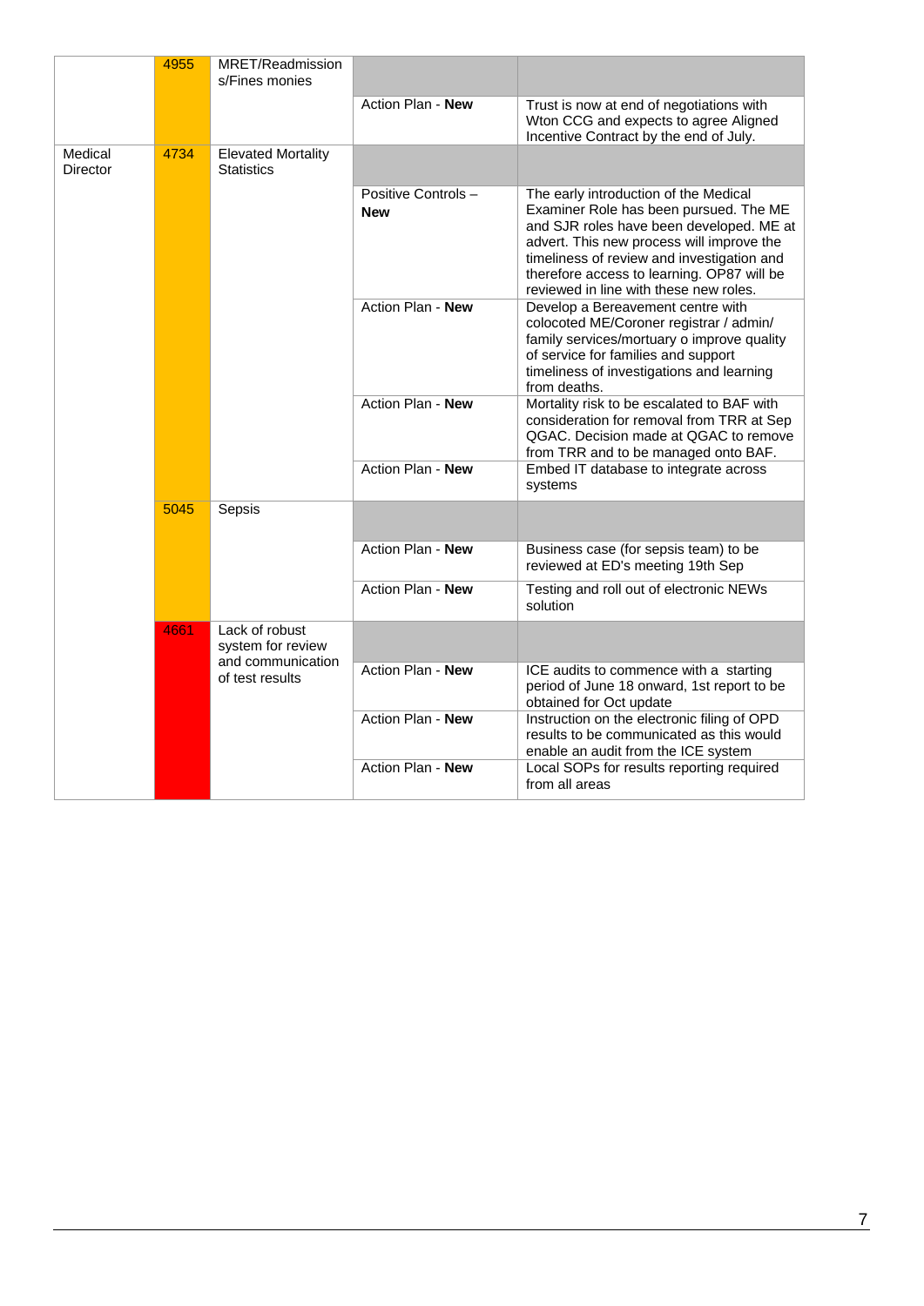| | | | | |
|---|---|---|---|---|
| | 4955 | MRET/Readmissions/Fines monies | | |
| | | | Action Plan - **New** | Trust is now at end of negotiations with Wton CCG and expects to agree Aligned Incentive Contract by the end of July. |
| Medical Director | 4734 | Elevated Mortality Statistics | | |
| | | | Positive Controls – **New** | The early introduction of the Medical Examiner Role has been pursued. The ME and SJR roles have been developed. ME at advert. This new process will improve the timeliness of review and investigation and therefore access to learning. OP87 will be reviewed in line with these new roles. |
| | | | Action Plan - **New** | Develop a Bereavement centre with colocoted ME/Coroner registrar / admin/ family services/mortuary o improve quality of service for families and support timeliness of investigations and learning from deaths. |
| | | | Action Plan - **New** | Mortality risk to be escalated to BAF with consideration for removal from TRR at Sep QGAC. Decision made at QGAC to remove from TRR and to be managed onto BAF. |
| | | | Action Plan - **New** | Embed IT database to integrate across systems |
| | 5045 | Sepsis | | |
| | | | Action Plan - **New** | Business case (for sepsis team) to be reviewed at ED's meeting 19th Sep |
| | | | Action Plan - **New** | Testing and roll out of electronic NEWs solution |
| | 4661 | Lack of robust system for review and communication of test results | | |
| | | | Action Plan - **New** | ICE audits to commence with a starting period of June 18 onward, 1st report to be obtained for Oct update |
| | | | Action Plan - **New** | Instruction on the electronic filing of OPD results to be communicated as this would enable an audit from the ICE system |
| | | | Action Plan - **New** | Local SOPs for results reporting required from all areas |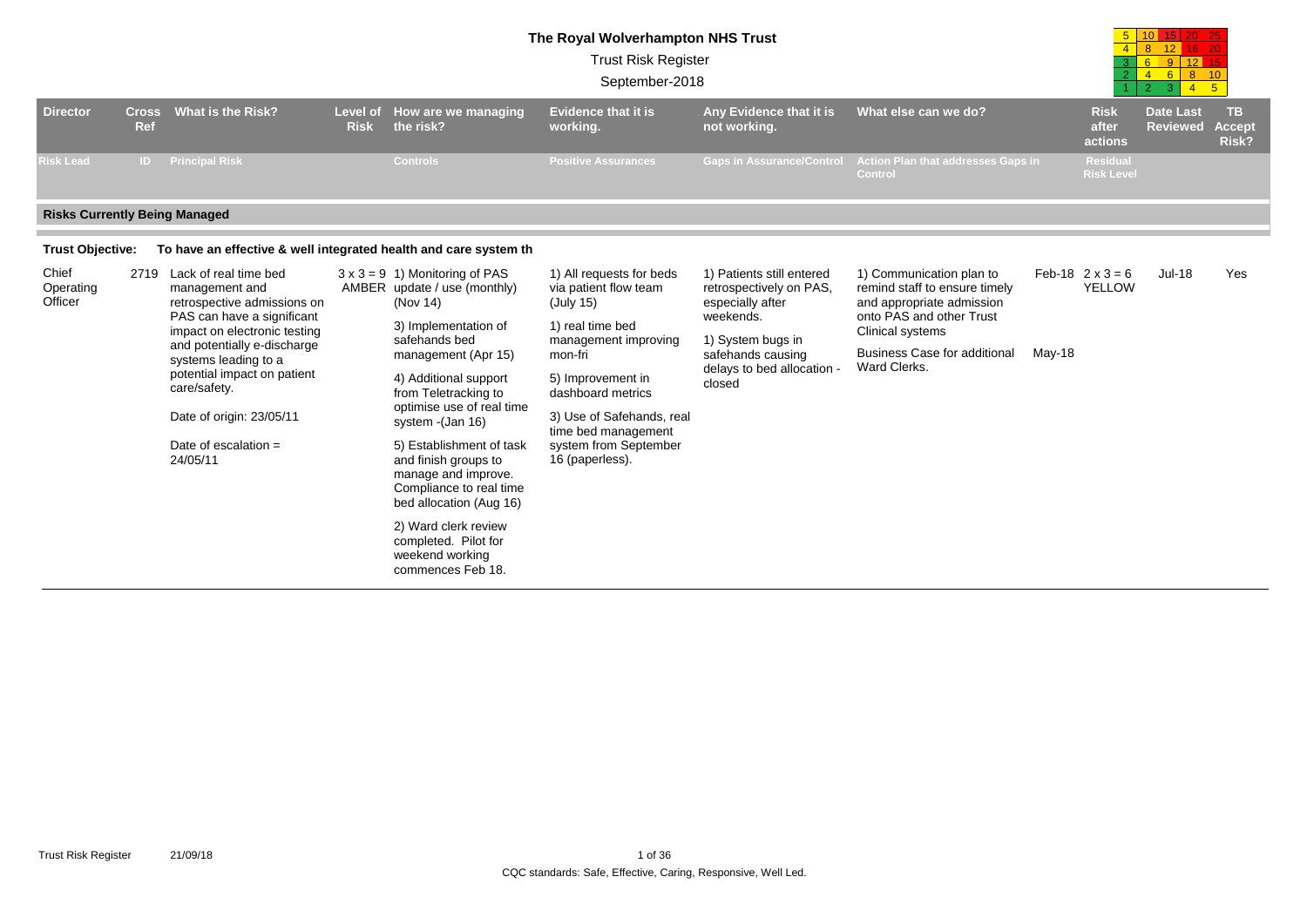# The Royal Wolverhampton NHS Trust

Trust Risk Register

September-2018

| | | | | | |
|---|---|---|---|---|---|
| 5 | 10 | 15 | 20 | 25 |
| 4 | 8 | 12 | 16 | 20 |
| 3 | 6 | 9 | 12 | 15 |
| 2 | 4 | 6 | 8 | 10 |
| 1 | 2 | 3 | 4 | 5 |

| Director | Cross Ref | What is the Risk? | Level of Risk | How are we managing the risk? | Evidence that it is working. | Any Evidence that it is not working. | What else can we do? | | Risk after actions | Date Last Reviewed | TB Accept Risk? |
|---|---|---|---|---|---|---|---|---|---|---|---|
| Risk Lead | ID | Principal Risk | | Controls | Positive Assurances | Gaps in Assurance/Control | Action Plan that addresses Gaps in Control | | Residual Risk Level | | |

## Risks Currently Being Managed

**Trust Objective:** To have an effective & well integrated health and care system th

| Director | Cross Ref | What is the Risk? | Level of Risk | How are we managing the risk? | Evidence that it is working. | Any Evidence that it is not working. | What else can we do? | | Risk after actions | Date Last Reviewed | TB Accept Risk? |
|---|---|---|---|---|---|---|---|---|---|---|---|
| Chief Operating Officer | 2719 | Lack of real time bed management and retrospective admissions on PAS can have a significant impact on electronic testing and potentially e-discharge systems leading to a potential impact on patient care/safety.<br><br>Date of origin: 23/05/11<br><br>Date of escalation = 24/05/11 | 3 x 3 = 9 AMBER | 1) Monitoring of PAS update / use (monthly) (Nov 14)<br><br>3) Implementation of safehands bed management (Apr 15)<br><br>4) Additional support from Teletracking to optimise use of real time system -(Jan 16)<br><br>5) Establishment of task and finish groups to manage and improve. Compliance to real time bed allocation (Aug 16)<br><br>2) Ward clerk review completed. Pilot for weekend working commences Feb 18. | 1) All requests for beds via patient flow team (July 15)<br><br>1) real time bed management improving mon-fri<br><br>5) Improvement in dashboard metrics<br><br>3) Use of Safehands, real time bed management system from September 16 (paperless). | 1) Patients still entered retrospectively on PAS, especially after weekends.<br><br>1) System bugs in safehands causing delays to bed allocation - closed | 1) Communication plan to remind staff to ensure timely and appropriate admission onto PAS and other Trust Clinical systems<br><br>Business Case for additional Ward Clerks. | Feb-18<br><br>May-18 | 2 x 3 = 6 YELLOW | Jul-18 | Yes |

CQC standards: Safe, Effective, Caring, Responsive, Well Led.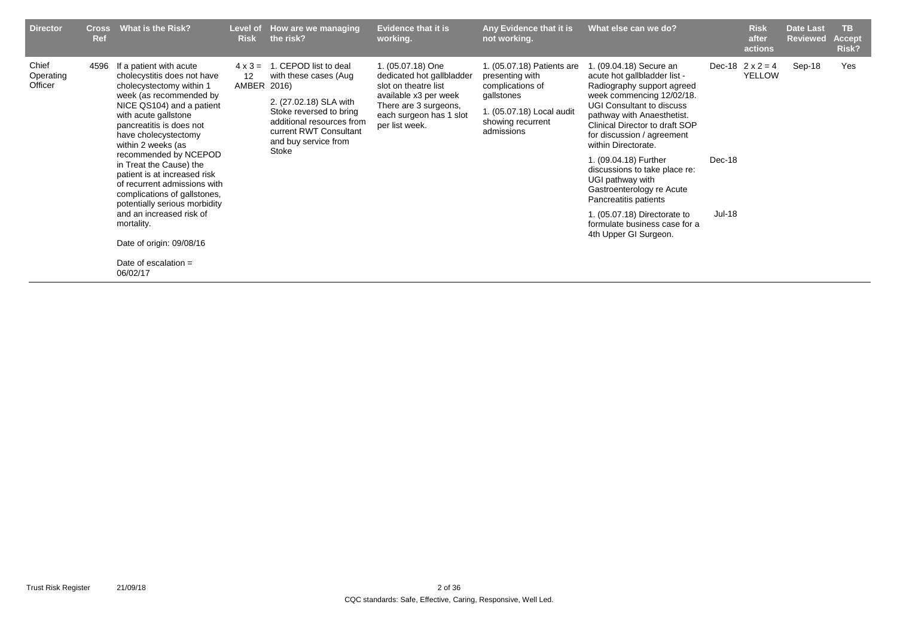| Director | Cross Ref | What is the Risk? | Level of Risk | How are we managing the risk? | Evidence that it is working. | Any Evidence that it is not working. | What else can we do? | | Risk after actions | Date Last Reviewed | TB Accept Risk? |
|---|---|---|---|---|---|---|---|---|---|---|---|
| Chief Operating Officer | 4596 | If a patient with acute cholecystitis does not have cholecystectomy within 1 week (as recommended by NICE QS104) and a patient with acute gallstone pancreatitis is does not have cholecystectomy within 2 weeks (as recommended by NCEPOD in Treat the Cause) the patient is at increased risk of recurrent admissions with complications of gallstones, potentially serious morbidity and an increased risk of mortality.<br><br>Date of origin: 09/08/16<br><br>Date of escalation = 06/02/17 | 4 x 3 = 12 AMBER | 1. CEPOD list to deal with these cases (Aug 2016)<br><br>2. (27.02.18) SLA with Stoke reversed to bring additional resources from current RWT Consultant and buy service from Stoke | 1. (05.07.18) One dedicated hot gallbladder slot on theatre list available x3 per week There are 3 surgeons, each surgeon has 1 slot per list week. | 1. (05.07.18) Patients are presenting with complications of gallstones<br><br>1. (05.07.18) Local audit showing recurrent admissions | 1. (09.04.18) Secure an acute hot gallbladder list - Radiography support agreed week commencing 12/02/18. UGI Consultant to discuss pathway with Anaesthetist. Clinical Director to draft SOP for discussion / agreement within Directorate. | Dec-18 | 2 x 2 = 4 YELLOW | Sep-18 | Yes |
| | | | | | | | 1. (09.04.18) Further discussions to take place re: UGI pathway with Gastroenterology re Acute Pancreatitis patients | Dec-18 | | | |
| | | | | | | | 1. (05.07.18) Directorate to formulate business case for a 4th Upper GI Surgeon. | Jul-18 | | | |

Trust Risk Register 21/09/18

CQC standards: Safe, Effective, Caring, Responsive, Well Led.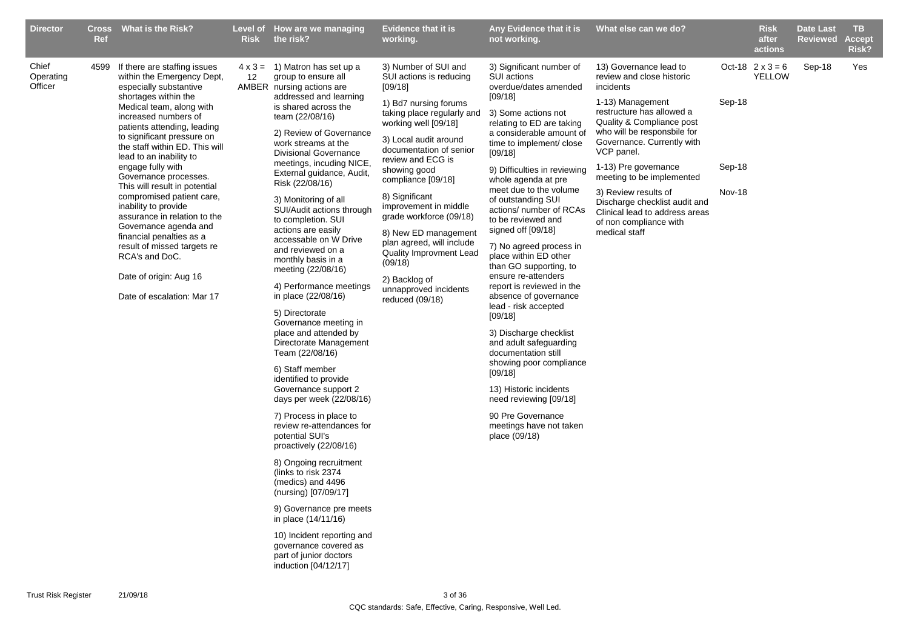| Director | Cross Ref | What is the Risk? | Level of Risk | How are we managing the risk? | Evidence that it is working. | Any Evidence that it is not working. | What else can we do? | | Risk after actions | Date Last Reviewed | TB Accept Risk? |
|---|---|---|---|---|---|---|---|---|---|---|---|
| Chief Operating Officer | 4599 | If there are staffing issues within the Emergency Dept, especially substantive shortages within the Medical team, along with increased numbers of patients attending, leading to significant pressure on the staff within ED. This will lead to an inability to engage fully with Governance processes. This will result in potential compromised patient care, inability to provide assurance in relation to the Governance agenda and financial penalties as a result of missed targets re RCA's and DoC.<br><br>Date of origin: Aug 16<br><br>Date of escalation: Mar 17 | 4 x 3 = 12 AMBER | 1) Matron has set up a group to ensure all nursing actions are addressed and learning is shared across the team (22/08/16)<br><br>2) Review of Governance work streams at the Divisional Governance meetings, incuding NICE, External guidance, Audit, Risk (22/08/16)<br><br>3) Monitoring of all SUI/Audit actions through to completion. SUI actions are easily accessable on W Drive and reviewed on a monthly basis in a meeting (22/08/16)<br><br>4) Performance meetings in place (22/08/16)<br><br>5) Directorate Governance meeting in place and attended by Directorate Management Team (22/08/16)<br><br>6) Staff member identified to provide Governance support 2 days per week (22/08/16)<br><br>7) Process in place to review re-attendances for potential SUI's proactively (22/08/16)<br><br>8) Ongoing recruitment (links to risk 2374 (medics) and 4496 (nursing) [07/09/17]<br><br>9) Governance pre meets in place (14/11/16)<br><br>10) Incident reporting and governance covered as part of junior doctors induction [04/12/17] | 3) Number of SUI and SUI actions is reducing [09/18]<br><br>1) Bd7 nursing forums taking place regularly and working well [09/18]<br><br>3) Local audit around documentation of senior review and ECG is showing good compliance [09/18]<br><br>8) Significant improvement in middle grade workforce (09/18)<br><br>8) New ED management plan agreed, will include Quality Improvment Lead (09/18)<br><br>2) Backlog of unnapproved incidents reduced (09/18) | 3) Significant number of SUI actions overdue/dates amended [09/18]<br><br>3) Some actions not relating to ED are taking a considerable amount of time to implement/ close [09/18]<br><br>9) Difficulties in reviewing whole agenda at pre meet due to the volume of outstanding SUI actions/ number of RCAs to be reviewed and signed off [09/18]<br><br>7) No agreed process in place within ED other than GO supporting, to ensure re-attenders report is reviewed in the absence of governance lead - risk accepted [09/18]<br><br>3) Discharge checklist and adult safeguarding documentation still showing poor compliance [09/18]<br><br>13) Historic incidents need reviewing [09/18]<br><br>90 Pre Governance meetings have not taken place (09/18) | 13) Governance lead to review and close historic incidents<br><br>1-13) Management restructure has allowed a Quality & Compliance post who will be responsbile for Governance. Currently with VCP panel.<br><br>1-13) Pre governance meeting to be implemented<br><br>3) Review results of Discharge checklist audit and Clinical lead to address areas of non compliance with medical staff | Oct-18<br><br>Sep-18<br><br>Sep-18<br><br>Nov-18 | 2 x 3 = 6 YELLOW | Sep-18 | Yes |

CQC standards: Safe, Effective, Caring, Responsive, Well Led.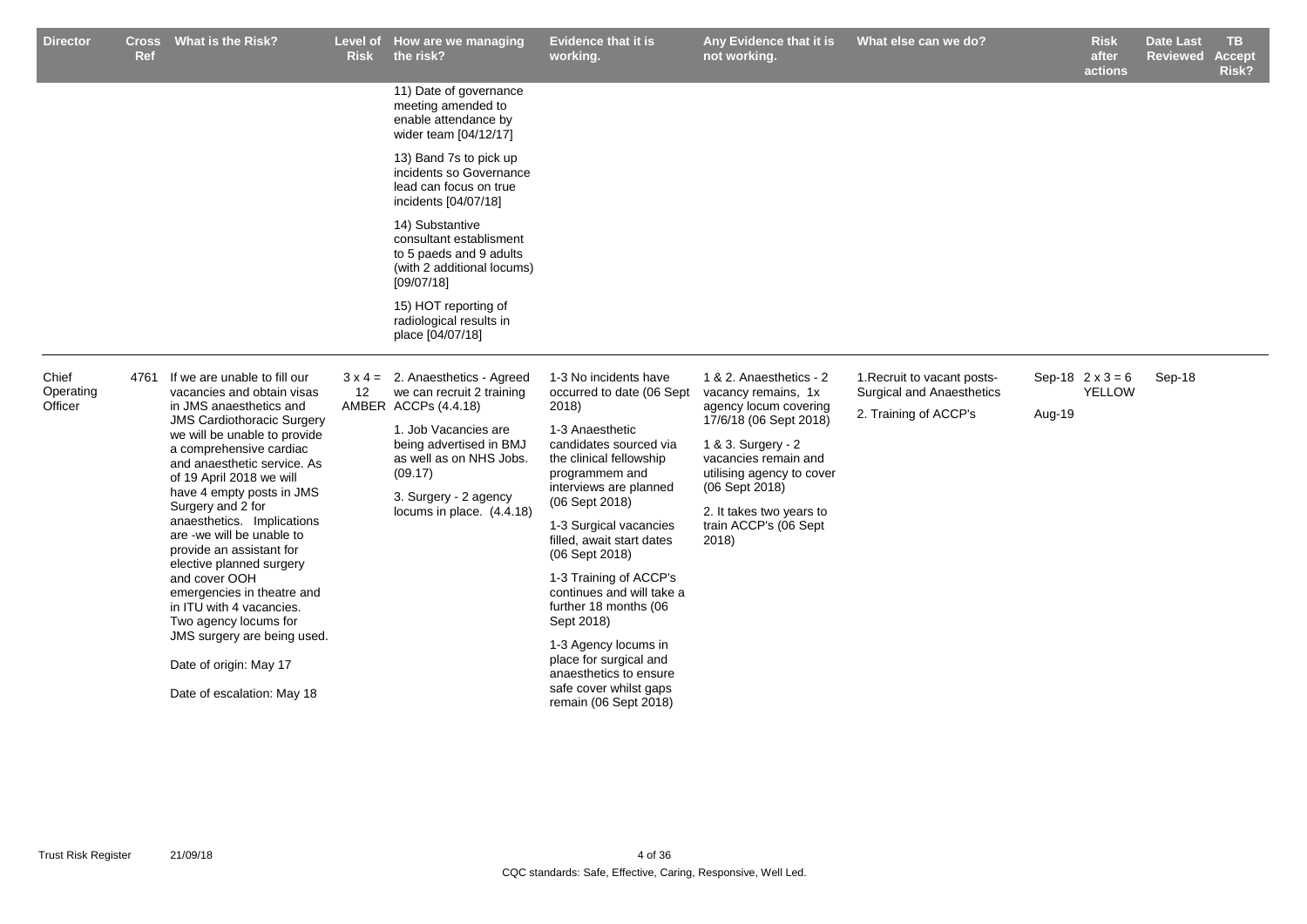| Director | Cross Ref | What is the Risk? | Level of Risk | How are we managing the risk? | Evidence that it is working. | Any Evidence that it is not working. | What else can we do? | | Risk after actions | Date Last Reviewed | TB Accept Risk? |
|---|---|---|---|---|---|---|---|---|---|---|---|
| | | | | 11) Date of governance meeting amended to enable attendance by wider team [04/12/17]<br><br>13) Band 7s to pick up incidents so Governance lead can focus on true incidents [04/07/18]<br><br>14) Substantive consultant establishment to 5 paeds and 9 adults (with 2 additional locums) [09/07/18]<br><br>15) HOT reporting of radiological results in place [04/07/18] | | | | | | | |
| Chief Operating Officer | 4761 | If we are unable to fill our vacancies and obtain visas in JMS anaesthetics and JMS Cardiothoracic Surgery we will be unable to provide a comprehensive cardiac and anaesthetic service. As of 19 April 2018 we will have 4 empty posts in JMS Surgery and 2 for anaesthetics. Implications are -we will be unable to provide an assistant for elective planned surgery and cover OOH emergencies in theatre and in ITU with 4 vacancies. Two agency locums for JMS surgery are being used.<br><br>Date of origin: May 17<br><br>Date of escalation: May 18 | 3 x 4 = 12 AMBER | 2. Anaesthetics - Agreed we can recruit 2 training ACCPs (4.4.18)<br><br>1. Job Vacancies are being advertised in BMJ as well as on NHS Jobs. (09.17)<br><br>3. Surgery - 2 agency locums in place. (4.4.18) | 1-3 No incidents have occurred to date (06 Sept 2018)<br><br>1-3 Anaesthetic candidates sourced via the clinical fellowship programmem and interviews are planned (06 Sept 2018)<br><br>1-3 Surgical vacancies filled, await start dates (06 Sept 2018)<br><br>1-3 Training of ACCP's continues and will take a further 18 months (06 Sept 2018)<br><br>1-3 Agency locums in place for surgical and anaesthetics to ensure safe cover whilst gaps remain (06 Sept 2018) | 1 & 2. Anaesthetics - 2 vacancy remains, 1x agency locum covering 17/6/18 (06 Sept 2018)<br><br>1 & 3. Surgery - 2 vacancies remain and utilising agency to cover (06 Sept 2018)<br><br>2. It takes two years to train ACCP's (06 Sept 2018) | 1.Recruit to vacant posts- Surgical and Anaesthetics<br><br>2. Training of ACCP's | Sep-18<br><br>Aug-19 | 2 x 3 = 6 YELLOW | Sep-18 | |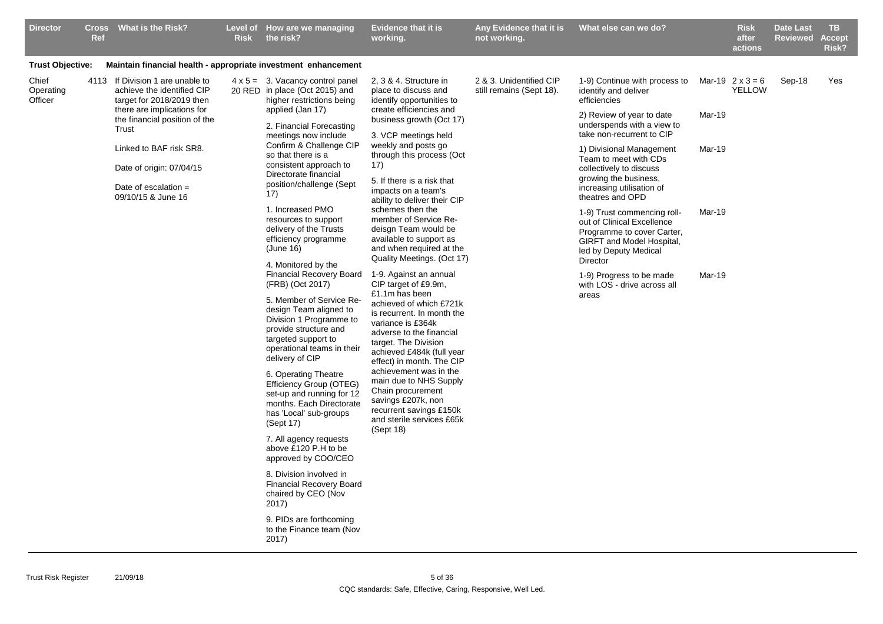| Director | Cross Ref | What is the Risk? | Level of Risk | How are we managing the risk? | Evidence that it is working. | Any Evidence that it is not working. | What else can we do? | | Risk after actions | Date Last Reviewed | TB Accept Risk? |
|---|---|---|---|---|---|---|---|---|---|---|---|
| **Trust Objective:** | | **Maintain financial health - appropriate investment enhancement** | | | | | | | | | |
| Chief Operating Officer | 4113 | If Division 1 are unable to achieve the identified CIP target for 2018/2019 then there are implications for the financial position of the Trust<br><br>Linked to BAF risk SR8.<br><br>Date of origin: 07/04/15<br><br>Date of escalation = 09/10/15 & June 16 | 4 x 5 = 20 RED | 3. Vacancy control panel in place (Oct 2015) and higher restrictions being applied (Jan 17)<br><br>2. Financial Forecasting meetings now include Confirm & Challenge CIP so that there is a consistent approach to Directorate financial position/challenge (Sept 17)<br><br>1. Increased PMO resources to support delivery of the Trusts efficiency programme (June 16)<br><br>4. Monitored by the Financial Recovery Board (FRB) (Oct 2017)<br><br>5. Member of Service Re-design Team aligned to Division 1 Programme to provide structure and targeted support to operational teams in their delivery of CIP<br><br>6. Operating Theatre Efficiency Group (OTEG) set-up and running for 12 months. Each Directorate has 'Local' sub-groups (Sept 17)<br><br>7. All agency requests above £120 P.H to be approved by COO/CEO<br><br>8. Division involved in Financial Recovery Board chaired by CEO (Nov 2017)<br><br>9. PIDs are forthcoming to the Finance team (Nov 2017) | 2, 3 & 4. Structure in place to discuss and identify opportunities to create efficiencies and business growth (Oct 17)<br><br>3. VCP meetings held weekly and posts go through this process (Oct 17)<br><br>5. If there is a risk that impacts on a team's ability to deliver their CIP schemes then the member of Service Re-deisgn Team would be available to support as and when required at the Quality Meetings. (Oct 17)<br><br>1-9. Against an annual CIP target of £9.9m, £1.1m has been achieved of which £721k is recurrent. In month the variance is £364k adverse to the financial target. The Division achieved £484k (full year effect) in month. The CIP achievement was in the main due to NHS Supply Chain procurement savings £207k, non recurrent savings £150k and sterile services £65k (Sept 18) | 2 & 3. Unidentified CIP still remains (Sept 18). | 1-9) Continue with process to identify and deliver efficiencies | Mar-19 | 2 x 3 = 6 YELLOW | Sep-18 | Yes |
| | | | | | | | 2) Review of year to date underspends with a view to take non-recurrent to CIP | Mar-19 | | | |
| | | | | | | | 1) Divisional Management Team to meet with CDs collectively to discuss growing the business, increasing utilisation of theatres and OPD | Mar-19 | | | |
| | | | | | | | 1-9) Trust commencing roll-out of Clinical Excellence Programme to cover Carter, GIRFT and Model Hospital, led by Deputy Medical Director | Mar-19 | | | |
| | | | | | | | 1-9) Progress to be made with LOS - drive across all areas | Mar-19 | | | |

CQC standards: Safe, Effective, Caring, Responsive, Well Led.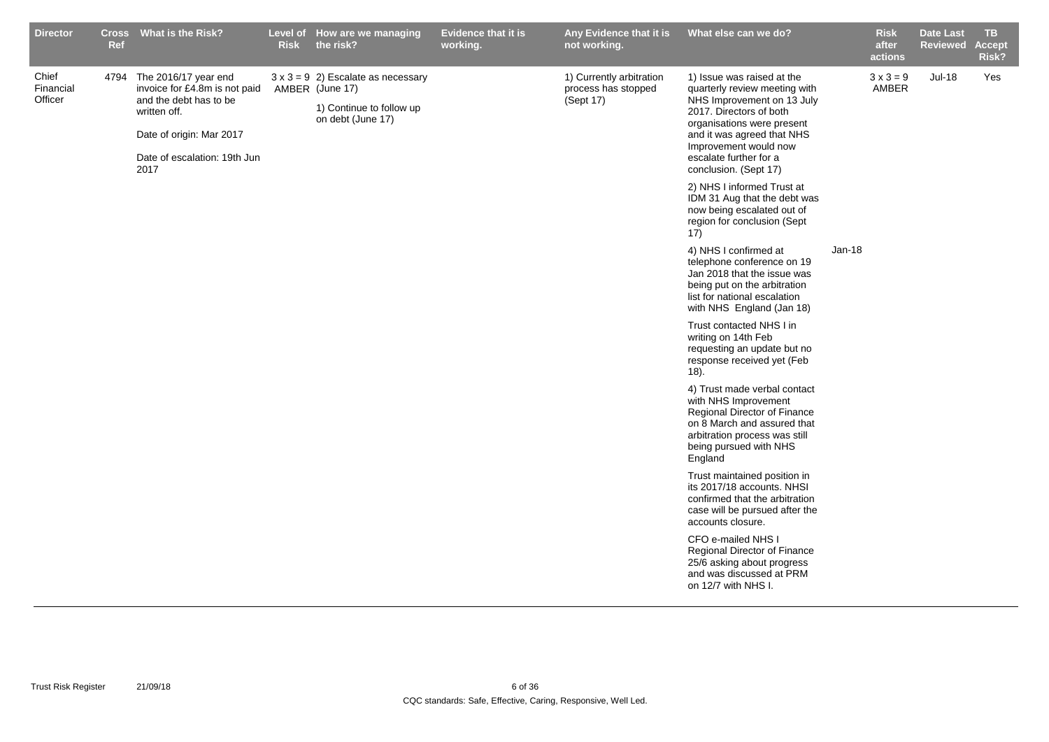| Director | Cross Ref | What is the Risk? | Level of Risk | How are we managing the risk? | Evidence that it is working. | Any Evidence that it is not working. | What else can we do? | | Risk after actions | Date Last Reviewed | TB Accept Risk? |
|---|---|---|---|---|---|---|---|---|---|---|---|
| Chief Financial Officer | 4794 | The 2016/17 year end invoice for £4.8m is not paid and the debt has to be written off.<br><br>Date of origin: Mar 2017<br><br>Date of escalation: 19th Jun 2017 | 3 x 3 = 9 AMBER | 2) Escalate as necessary (June 17)<br><br>1) Continue to follow up on debt (June 17) | | 1) Currently arbitration process has stopped (Sept 17) | 1) Issue was raised at the quarterly review meeting with NHS Improvement on 13 July 2017. Directors of both organisations were present and it was agreed that NHS Improvement would now escalate further for a conclusion. (Sept 17) | | 3 x 3 = 9 AMBER | Jul-18 | Yes |
| | | | | | | | 2) NHS I informed Trust at IDM 31 Aug that the debt was now being escalated out of region for conclusion (Sept 17) | | | | |
| | | | | | | | 4) NHS I confirmed at telephone conference on 19 Jan 2018 that the issue was being put on the arbitration list for national escalation with NHS England (Jan 18) | Jan-18 | | | |
| | | | | | | | Trust contacted NHS I in writing on 14th Feb requesting an update but no response received yet (Feb 18). | | | | |
| | | | | | | | 4) Trust made verbal contact with NHS Improvement Regional Director of Finance on 8 March and assured that arbitration process was still being pursued with NHS England | | | | |
| | | | | | | | Trust maintained position in its 2017/18 accounts. NHSI confirmed that the arbitration case will be pursued after the accounts closure. | | | | |
| | | | | | | | CFO e-mailed NHS I Regional Director of Finance 25/6 asking about progress and was discussed at PRM on 12/7 with NHS I. | | | | |

CQC standards: Safe, Effective, Caring, Responsive, Well Led.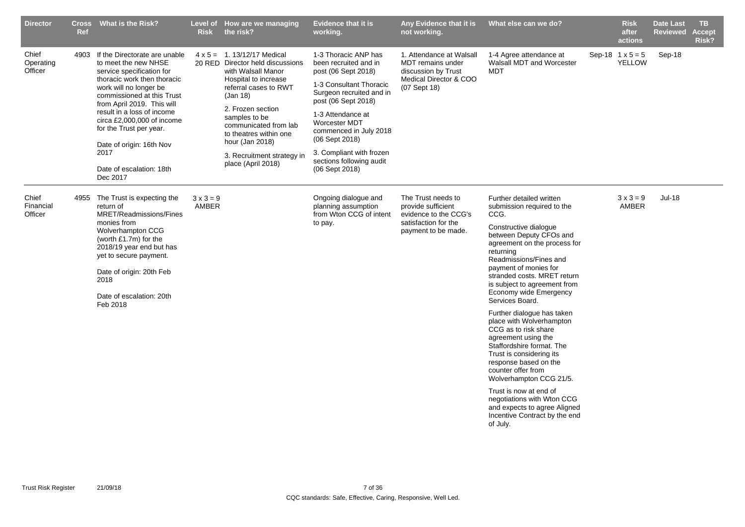| Director | Cross Ref | What is the Risk? | Level of Risk | How are we managing the risk? | Evidence that it is working. | Any Evidence that it is not working. | What else can we do? | | Risk after actions | Date Last Reviewed | TB Accept Risk? |
|---|---|---|---|---|---|---|---|---|---|---|---|
| Chief Operating Officer | 4903 | If the Directorate are unable to meet the new NHSE service specification for thoracic work then thoracic work will no longer be commissioned at this Trust from April 2019. This will result in a loss of income circa £2,000,000 of income for the Trust per year.<br><br>Date of origin: 16th Nov 2017<br><br>Date of escalation: 18th Dec 2017 | 4 x 5 = 20 RED | 1. 13/12/17 Medical Director held discussions with Walsall Manor Hospital to increase referral cases to RWT (Jan 18)<br><br>2. Frozen section samples to be communicated from lab to theatres within one hour (Jan 18)<br><br>3. Recruitment strategy in place (April 2018) | 1-3 Thoracic ANP has been recruited and in post (06 Sept 2018)<br><br>1-3 Consultant Thoracic Surgeon recruited and in post (06 Sept 2018)<br><br>1-3 Attendance at Worcester MDT commenced in July 2018 (06 Sept 2018)<br><br>3. Compliant with frozen sections following audit (06 Sept 2018) | 1. Attendance at Walsall MDT remains under discussion by Trust Medical Director & COO (07 Sept 18) | 1-4 Agree attendance at Walsall MDT and Worcester MDT | Sep-18 | 1 x 5 = 5 YELLOW | Sep-18 | |
| Chief Financial Officer | 4955 | The Trust is expecting the return of MRET/Readmissions/Fines monies from Wolverhampton CCG (worth £1.7m) for the 2018/19 year end but has yet to secure payment.<br><br>Date of origin: 20th Feb 2018<br><br>Date of escalation: 20th Feb 2018 | 3 x 3 = 9 AMBER | | Ongoing dialogue and planning assumption from Wton CCG of intent to pay. | The Trust needs to provide sufficient evidence to the CCG's satisfaction for the payment to be made. | Further detailed written submission required to the CCG.<br><br>Constructive dialogue between Deputy CFOs and agreement on the process for returning Readmissions/Fines and payment of monies for stranded costs. MRET return is subject to agreement from Economy wide Emergency Services Board.<br><br>Further dialogue has taken place with Wolverhampton CCG as to risk share agreement using the Staffordshire format. The Trust is considering its response based on the counter offer from Wolverhampton CCG 21/5.<br><br>Trust is now at end of negotiations with Wton CCG and expects to agree Aligned Incentive Contract by the end of July. | | 3 x 3 = 9 AMBER | Jul-18 | |

CQC standards: Safe, Effective, Caring, Responsive, Well Led.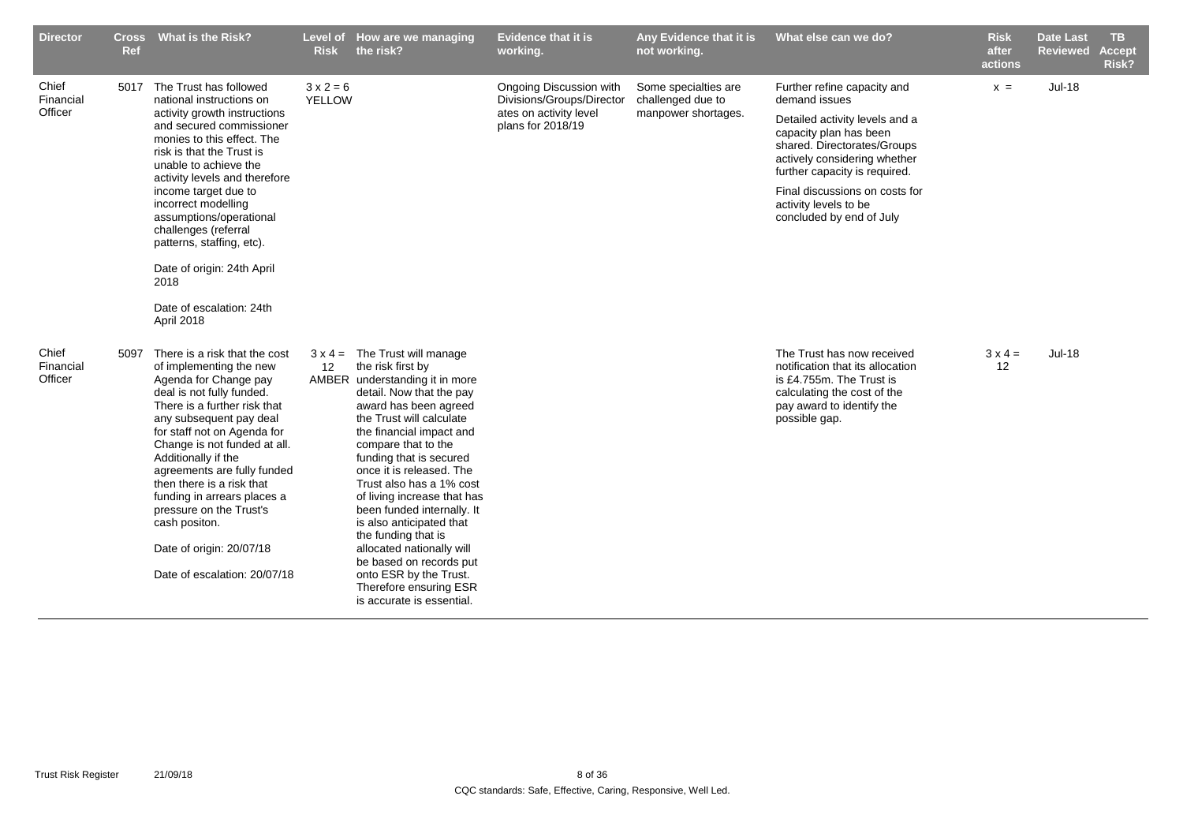| Director | Cross Ref | What is the Risk? | Level of Risk | How are we managing the risk? | Evidence that it is working. | Any Evidence that it is not working. | What else can we do? | Risk after actions | Date Last Reviewed | TB Accept Risk? |
|---|---|---|---|---|---|---|---|---|---|---|
| Chief Financial Officer | 5017 | The Trust has followed national instructions on activity growth instructions and secured commissioner monies to this effect. The risk is that the Trust is unable to achieve the activity levels and therefore income target due to incorrect modelling assumptions/operational challenges (referral patterns, staffing, etc).<br><br>Date of origin: 24th April 2018<br><br>Date of escalation: 24th April 2018 | 3 x 2 = 6 YELLOW | | Ongoing Discussion with Divisions/Groups/Directorates on activity level plans for 2018/19 | Some specialties are challenged due to manpower shortages. | Further refine capacity and demand issues<br><br>Detailed activity levels and a capacity plan has been shared. Directorates/Groups actively considering whether further capacity is required.<br><br>Final discussions on costs for activity levels to be concluded by end of July | x = | Jul-18 | |
| Chief Financial Officer | 5097 | There is a risk that the cost of implementing the new Agenda for Change pay deal is not fully funded. There is a further risk that any subsequent pay deal for staff not on Agenda for Change is not funded at all. Additionally if the agreements are fully funded then there is a risk that funding in arrears places a pressure on the Trust's cash positon.<br><br>Date of origin: 20/07/18<br><br>Date of escalation: 20/07/18 | 3 x 4 = 12 AMBER | The Trust will manage the risk first by understanding it in more detail. Now that the pay award has been agreed the Trust will calculate the financial impact and compare that to the funding that is secured once it is released. The Trust also has a 1% cost of living increase that has been funded internally. It is also anticipated that the funding that is allocated nationally will be based on records put onto ESR by the Trust. Therefore ensuring ESR is accurate is essential. | | | The Trust has now received notification that its allocation is £4.755m. The Trust is calculating the cost of the pay award to identify the possible gap. | 3 x 4 = 12 | Jul-18 | |

CQC standards: Safe, Effective, Caring, Responsive, Well Led.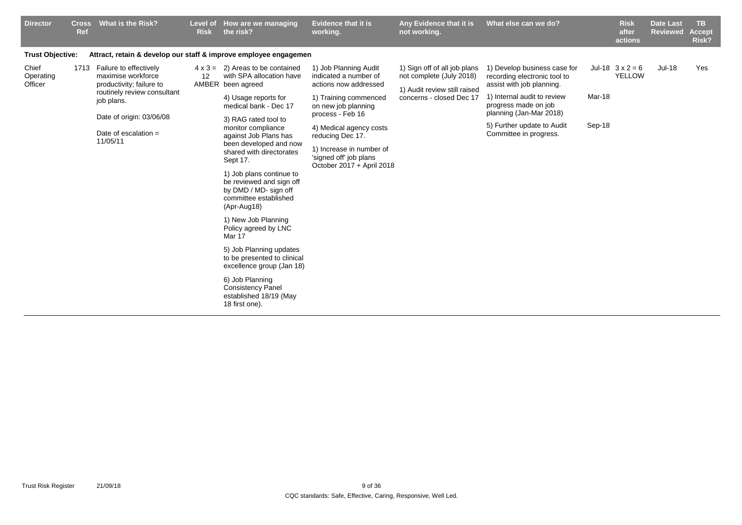| Director | Cross Ref | What is the Risk? | Level of Risk | How are we managing the risk? | Evidence that it is working. | Any Evidence that it is not working. | What else can we do? | | Risk after actions | Date Last Reviewed | TB Accept Risk? |
|---|---|---|---|---|---|---|---|---|---|---|---|
| **Trust Objective:** | | **Attract, retain & develop our staff & improve employee engagemen** | | | | | | | | | |
| Chief Operating Officer | 1713 | Failure to effectively maximise workforce productivity; failure to routinely review consultant job plans.<br><br>Date of origin: 03/06/08<br><br>Date of escalation = 11/05/11 | 4 x 3 = 12 AMBER | 2) Areas to be contained with SPA allocation have been agreed<br><br>4) Usage reports for medical bank - Dec 17<br><br>3) RAG rated tool to monitor compliance against Job Plans has been developed and now shared with directorates Sept 17.<br><br>1) Job plans continue to be reviewed and sign off by DMD / MD- sign off committee established (Apr-Aug18)<br><br>1) New Job Planning Policy agreed by LNC Mar 17<br><br>5) Job Planning updates to be presented to clinical excellence group (Jan 18)<br><br>6) Job Planning Consistency Panel established 18/19 (May 18 first one). | 1) Job Planning Audit indicated a number of actions now addressed<br><br>1) Training commenced on new job planning process - Feb 16<br><br>4) Medical agency costs reducing Dec 17.<br><br>1) Increase in number of 'signed off' job plans October 2017 + April 2018 | 1) Sign off of all job plans not complete (July 2018)<br><br>1) Audit review still raised concerns - closed Dec 17 | 1) Develop business case for recording electronic tool to assist with job planning.<br><br>1) Internal audit to review progress made on job planning (Jan-Mar 2018)<br><br>5) Further update to Audit Committee in progress. | Jul-18<br><br>Mar-18<br><br>Sep-18 | 3 x 2 = 6 YELLOW | Jul-18 | Yes |

CQC standards: Safe, Effective, Caring, Responsive, Well Led.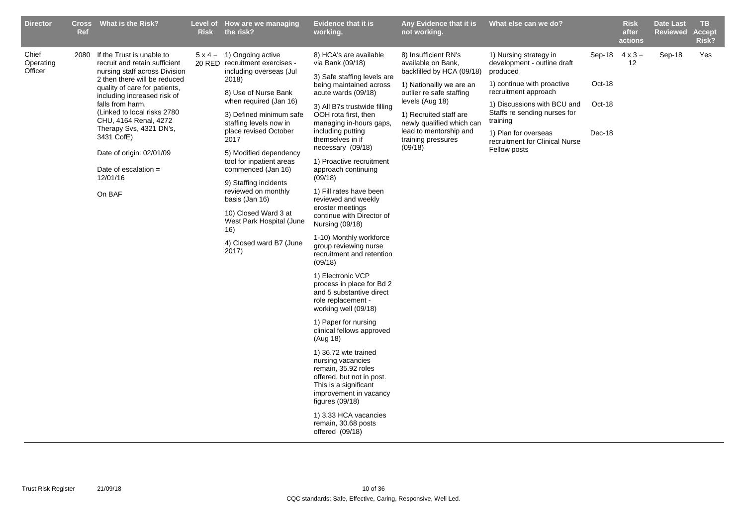| Director | Cross Ref | What is the Risk? | Level of Risk | How are we managing the risk? | Evidence that it is working. | Any Evidence that it is not working. | What else can we do? | | Risk after actions | Date Last Reviewed | TB Accept Risk? |
|---|---|---|---|---|---|---|---|---|---|---|---|
| Chief Operating Officer | 2080 | If the Trust is unable to recruit and retain sufficient nursing staff across Division 2 then there will be reduced quality of care for patients, including increased risk of falls from harm. (Linked to local risks 2780 CHU, 4164 Renal, 4272 Therapy Svs, 4321 DN's, 3431 CofE)<br><br>Date of origin: 02/01/09<br><br>Date of escalation = 12/01/16<br><br>On BAF | 5 x 4 = 20 RED | 1) Ongoing active recruitment exercises - including overseas (Jul 2018)<br><br>8) Use of Nurse Bank when required (Jan 16)<br><br>3) Defined minimum safe staffing levels now in place revised October 2017<br><br>5) Modified dependency tool for inpatient areas commenced (Jan 16)<br><br>9) Staffing incidents reviewed on monthly basis (Jan 16)<br><br>10) Closed Ward 3 at West Park Hospital (June 16)<br><br>4) Closed ward B7 (June 2017) | 8) HCA's are available via Bank (09/18)<br><br>3) Safe staffing levels are being maintained across acute wards (09/18)<br><br>3) All B7s trustwide filling OOH rota first, then managing in-hours gaps, including putting themselves in if necessary (09/18)<br><br>1) Proactive recruitment approach continuing (09/18)<br><br>1) Fill rates have been reviewed and weekly eroster meetings continue with Director of Nursing (09/18)<br><br>1-10) Monthly workforce group reviewing nurse recruitment and retention (09/18)<br><br>1) Electronic VCP process in place for Bd 2 and 5 substantive direct role replacement - working well (09/18)<br><br>1) Paper for nursing clinical fellows approved (Aug 18)<br><br>1) 36.72 wte trained nursing vacancies remain, 35.92 roles offered, but not in post. This is a significant improvement in vacancy figures (09/18)<br><br>1) 3.33 HCA vacancies remain, 30.68 posts offered (09/18) | 8) Insufficient RN's available on Bank, backfilled by HCA (09/18)<br><br>1) Nationallly we are an outlier re safe staffing levels (Aug 18)<br><br>1) Recruited staff are newly qualified which can lead to mentorship and training pressures (09/18) | 1) Nursing strategy in development - outline draft produced<br><br>1) continue with proactive recruitment approach<br><br>1) Discussions with BCU and Staffs re sending nurses for training<br><br>1) Plan for overseas recruitment for Clinical Nurse Fellow posts | Sep-18<br><br>Oct-18<br><br>Oct-18<br><br>Dec-18 | 4 x 3 = 12 | Sep-18 | Yes |

CQC standards: Safe, Effective, Caring, Responsive, Well Led.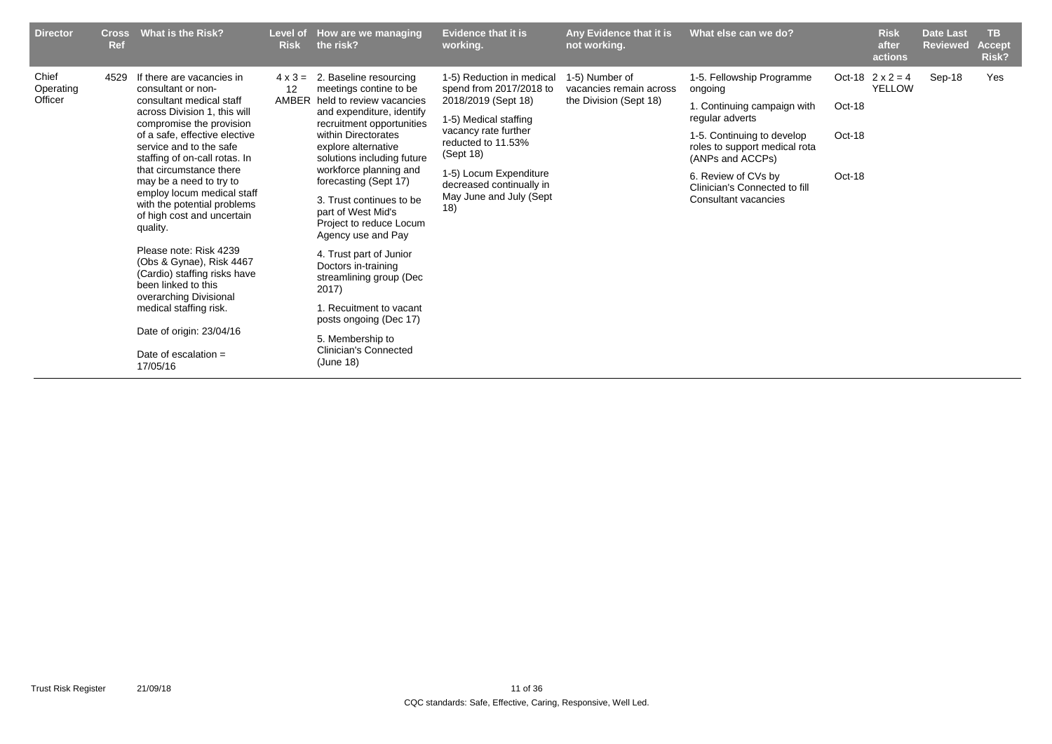| Director | Cross Ref | What is the Risk? | Level of Risk | How are we managing the risk? | Evidence that it is working. | Any Evidence that it is not working. | What else can we do? | | Risk after actions | Date Last Reviewed | TB Accept Risk? |
|---|---|---|---|---|---|---|---|---|---|---|---|
| Chief Operating Officer | 4529 | If there are vacancies in consultant or non-consultant medical staff across Division 1, this will compromise the provision of a safe, effective elective service and to the safe staffing of on-call rotas. In that circumstance there may be a need to try to employ locum medical staff with the potential problems of high cost and uncertain quality.<br><br>Please note: Risk 4239 (Obs & Gynae), Risk 4467 (Cardio) staffing risks have been linked to this overarching Divisional medical staffing risk.<br><br>Date of origin: 23/04/16<br><br>Date of escalation = 17/05/16 | 4 x 3 = 12 AMBER | 2. Baseline resourcing meetings contine to be held to review vacancies and expenditure, identify recruitment opportunities within Directorates explore alternative solutions including future workforce planning and forecasting (Sept 17)<br><br>3. Trust continues to be part of West Mid's Project to reduce Locum Agency use and Pay<br><br>4. Trust part of Junior Doctors in-training streamlining group (Dec 2017)<br><br>1. Recuitment to vacant posts ongoing (Dec 17)<br><br>5. Membership to Clinician's Connected (June 18) | 1-5) Reduction in medical spend from 2017/2018 to 2018/2019 (Sept 18)<br><br>1-5) Medical staffing vacancy rate further reducted to 11.53% (Sept 18)<br><br>1-5) Locum Expenditure decreased continually in May June and July (Sept 18) | 1-5) Number of vacancies remain across the Division (Sept 18) | 1-5. Fellowship Programme ongoing<br><br>1. Continuing campaign with regular adverts<br><br>1-5. Continuing to develop roles to support medical rota (ANPs and ACCPs)<br><br>6. Review of CVs by Clinician's Connected to fill Consultant vacancies | Oct-18<br><br>Oct-18<br><br>Oct-18<br><br>Oct-18 | 2 x 2 = 4 YELLOW | Sep-18 | Yes |

CQC standards: Safe, Effective, Caring, Responsive, Well Led.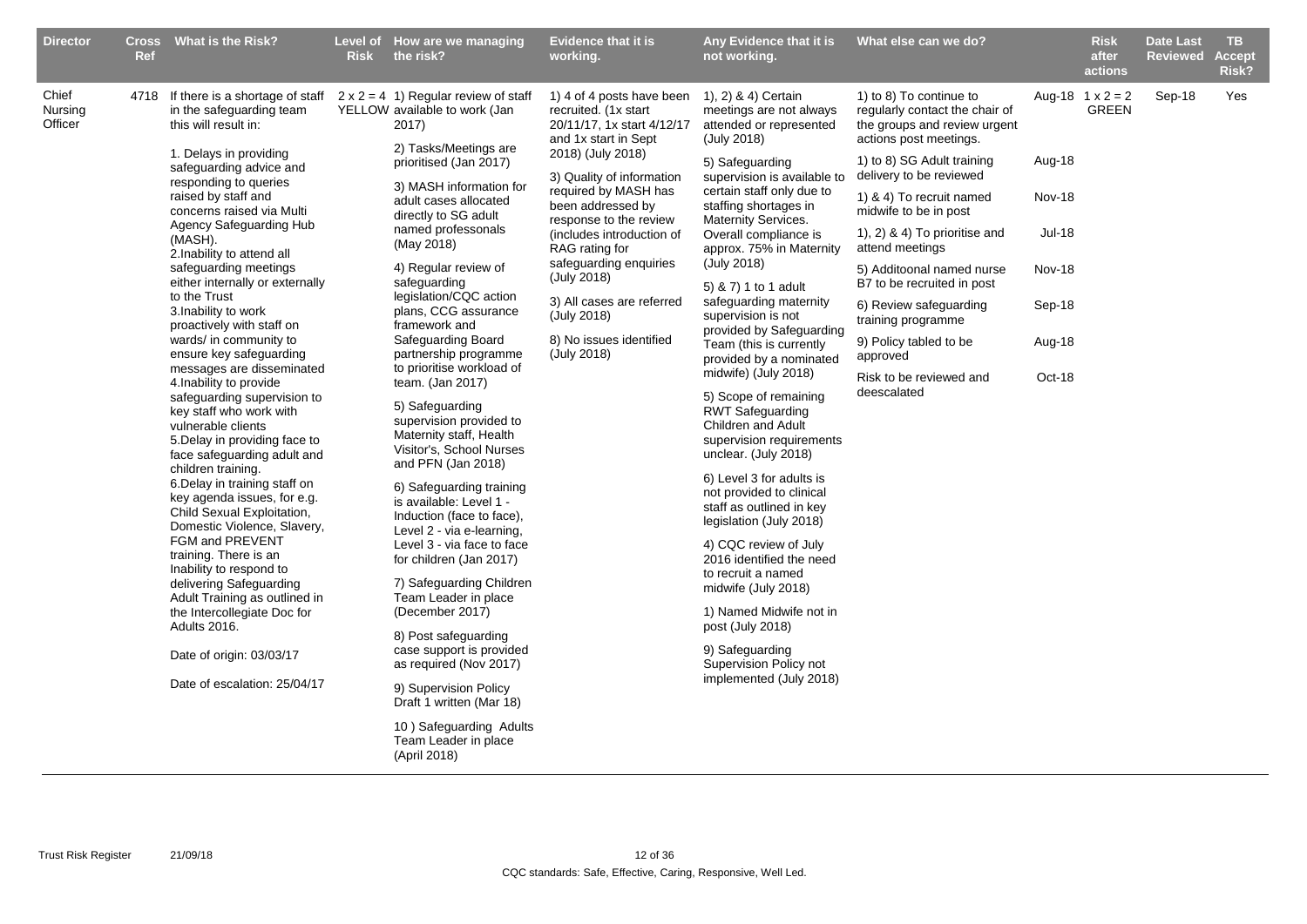| Director | Cross Ref | What is the Risk? | Level of Risk | How are we managing the risk? | Evidence that it is working. | Any Evidence that it is not working. | What else can we do? | | Risk after actions | Date Last Reviewed | TB Accept Risk? |
|---|---|---|---|---|---|---|---|---|---|---|---|
| Chief Nursing Officer | 4718 | If there is a shortage of staff in the safeguarding team this will result in:<br><br>1. Delays in providing safeguarding advice and responding to queries raised by staff and concerns raised via Multi Agency Safeguarding Hub (MASH).<br>2.Inability to attend all safeguarding meetings either internally or externally to the Trust<br>3.Inability to work proactively with staff on wards/ in community to ensure key safeguarding messages are disseminated<br>4.Inability to provide safeguarding supervision to key staff who work with vulnerable clients<br>5.Delay in providing face to face safeguarding adult and children training.<br>6.Delay in training staff on key agenda issues, for e.g. Child Sexual Exploitation, Domestic Violence, Slavery, FGM and PREVENT training. There is an Inability to respond to delivering Safeguarding Adult Training as outlined in the Intercollegiate Doc for Adults 2016.<br><br>Date of origin: 03/03/17<br><br>Date of escalation: 25/04/17 | 2 x 2 = 4 YELLOW | 1) Regular review of staff available to work (Jan 2017)<br><br>2) Tasks/Meetings are prioritised (Jan 2017)<br><br>3) MASH information for adult cases allocated directly to SG adult named professonals (May 2018)<br><br>4) Regular review of safeguarding legislation/CQC action plans, CCG assurance framework and Safeguarding Board partnership programme to prioritise workload of team. (Jan 2017)<br><br>5) Safeguarding supervision provided to Maternity staff, Health Visitor's, School Nurses and PFN (Jan 2018)<br><br>6) Safeguarding training is available: Level 1 - Induction (face to face), Level 2 - via e-learning, Level 3 - via face to face for children (Jan 2017)<br><br>7) Safeguarding Children Team Leader in place (December 2017)<br><br>8) Post safeguarding case support is provided as required (Nov 2017)<br><br>9) Supervision Policy Draft 1 written (Mar 18)<br><br>10 ) Safeguarding Adults Team Leader in place (April 2018) | 1) 4 of 4 posts have been recruited. (1x start 20/11/17, 1x start 4/12/17 and 1x start in Sept 2018) (July 2018)<br><br>3) Quality of information required by MASH has been addressed by response to the review (includes introduction of RAG rating for safeguarding enquiries (July 2018)<br><br>3) All cases are referred (July 2018)<br><br>8) No issues identified (July 2018) | 1), 2) & 4) Certain meetings are not always attended or represented (July 2018)<br><br>5) Safeguarding supervision is available to certain staff only due to staffing shortages in Maternity Services. Overall compliance is approx. 75% in Maternity (July 2018)<br><br>5) & 7) 1 to 1 adult safeguarding maternity supervision is not provided by Safeguarding Team (this is currently provided by a nominated midwife) (July 2018)<br><br>5) Scope of remaining RWT Safeguarding Children and Adult supervision requirements unclear. (July 2018)<br><br>6) Level 3 for adults is not provided to clinical staff as outlined in key legislation (July 2018)<br><br>4) CQC review of July 2016 identified the need to recruit a named midwife (July 2018)<br><br>1) Named Midwife not in post (July 2018)<br><br>9) Safeguarding Supervision Policy not implemented (July 2018) | 1) to 8) To continue to regularly contact the chair of the groups and review urgent actions post meetings.<br><br>1) to 8) SG Adult training delivery to be reviewed<br><br>1) & 4) To recruit named midwife to be in post<br><br>1), 2) & 4) To prioritise and attend meetings<br><br>5) Additoonal named nurse B7 to be recruited in post<br><br>6) Review safeguarding training programme<br><br>9) Policy tabled to be approved<br><br>Risk to be reviewed and deescalated | Aug-18<br><br>Aug-18<br><br>Nov-18<br><br>Jul-18<br><br>Nov-18<br><br>Sep-18<br><br>Aug-18<br><br>Oct-18 | 1 x 2 = 2 GREEN | Sep-18 | Yes |

CQC standards: Safe, Effective, Caring, Responsive, Well Led.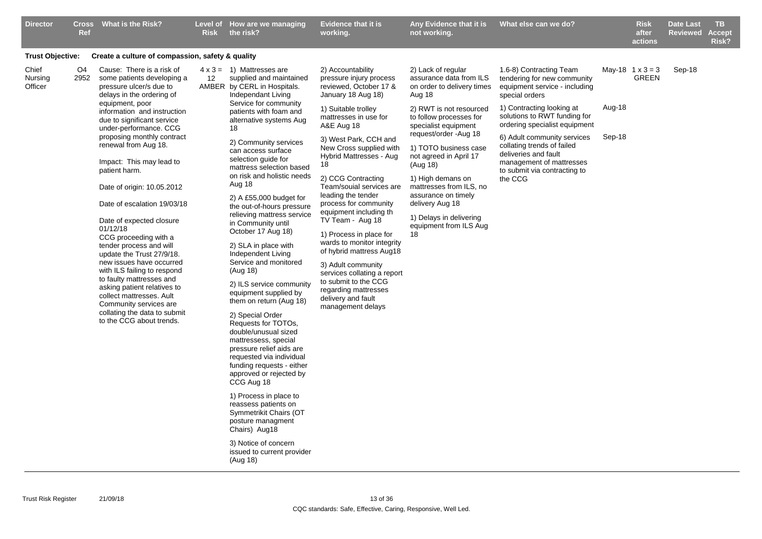| Director | Cross Ref | What is the Risk? | Level of Risk | How are we managing the risk? | Evidence that it is working. | Any Evidence that it is not working. | What else can we do? | | Risk after actions | Date Last Reviewed | TB Accept Risk? |
|---|---|---|---|---|---|---|---|---|---|---|---|
| **Trust Objective:** | | **Create a culture of compassion, safety & quality** | | | | | | | | | |
| Chief Nursing Officer | O4 2952 | Cause: There is a risk of some patients developing a pressure ulcer/s due to delays in the ordering of equipment, poor information and instruction due to significant service under-performance. CCG proposing monthly contract renewal from Aug 18.<br><br>Impact: This may lead to patient harm.<br><br>Date of origin: 10.05.2012<br><br>Date of escalation 19/03/18<br><br>Date of expected closure 01/12/18<br>CCG proceeding with a tender process and will update the Trust 27/9/18. new issues have occurred with ILS failing to respond to faulty mattresses and asking patient relatives to collect mattresses. Ault Community services are collating the data to submit to the CCG about trends. | 4 x 3 = 12 AMBER | 1) Mattresses are supplied and maintained by CERL in Hospitals. Independant Living Service for community patients with foam and alternative systems Aug 18<br><br>2) Community services can access surface selection guide for mattress selection based on risk and holistic needs Aug 18<br><br>2) A £55,000 budget for the out-of-hours pressure relieving mattress service in Community until October 17 Aug 18)<br><br>2) SLA in place with Independent Living Service and monitored (Aug 18)<br><br>2) ILS service community equipment supplied by them on return (Aug 18)<br><br>2) Special Order Requests for TOTOs, double/unusual sized mattressess, special pressure relief aids are requested via individual funding requests - either approved or rejected by CCG Aug 18<br><br>1) Process in place to reassess patients on Symmetrikit Chairs (OT posture managment Chairs) Aug18<br><br>3) Notice of concern issued to current provider (Aug 18) | 2) Accountability pressure injury process reviewed, October 17 & January 18 Aug 18)<br><br>1) Suitable trolley mattresses in use for A&E Aug 18<br><br>3) West Park, CCH and New Cross supplied with Hybrid Mattresses - Aug 18<br><br>2) CCG Contracting Team/souial services are leading the tender process for community equipment including th TV Team - Aug 18<br><br>1) Process in place for wards to monitor integrity of hybrid mattress Aug18<br><br>3) Adult community services collating a report to submit to the CCG regarding mattresses delivery and fault management delays | 2) Lack of regular assurance data from ILS on order to delivery times Aug 18<br><br>2) RWT is not resourced to follow processes for specialist equipment request/order -Aug 18<br><br>1) TOTO business case not agreed in April 17 (Aug 18)<br><br>1) High demans on mattresses from ILS, no assurance on timely delivery Aug 18<br><br>1) Delays in delivering equipment from ILS Aug 18 | 1.6-8) Contracting Team tendering for new community equipment service - including special orders<br><br>1) Contracting looking at solutions to RWT funding for ordering specialist equipment<br><br>6) Adult community services collating trends of failed deliveries and fault management of mattresses to submit via contracting to the CCG | May-18<br><br>Aug-18<br><br>Sep-18 | 1 x 3 = 3 GREEN | Sep-18 | |

CQC standards: Safe, Effective, Caring, Responsive, Well Led.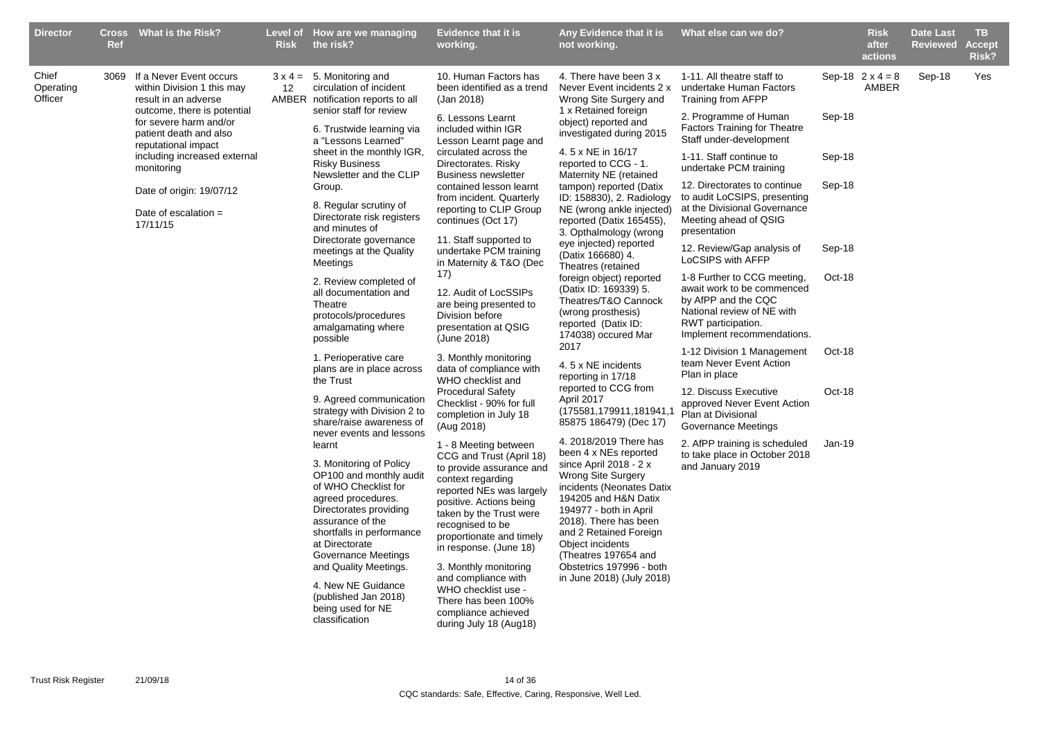| Director | Cross Ref | What is the Risk? | Level of Risk | How are we managing the risk? | Evidence that it is working. | Any Evidence that it is not working. | What else can we do? | | Risk after actions | Date Last Reviewed | TB Accept Risk? |
|---|---|---|---|---|---|---|---|---|---|---|---|
| Chief Operating Officer | 3069 | If a Never Event occurs within Division 1 this may result in an adverse outcome, there is potential for severe harm and/or patient death and also reputational impact including increased external monitoring<br><br>Date of origin: 19/07/12<br><br>Date of escalation = 17/11/15 | 3 x 4 = 12 AMBER | 5. Monitoring and circulation of incident notification reports to all senior staff for review<br><br>6. Trustwide learning via a "Lessons Learned" sheet in the monthly IGR, Risky Business Newsletter and the CLIP Group.<br><br>8. Regular scrutiny of Directorate risk registers and minutes of Directorate governance meetings at the Quality Meetings<br><br>2. Review completed of all documentation and Theatre protocols/procedures amalgamating where possible<br><br>1. Perioperative care plans are in place across the Trust<br><br>9. Agreed communication strategy with Division 2 to share/raise awareness of never events and lessons learnt<br><br>3. Monitoring of Policy OP100 and monthly audit of WHO Checklist for agreed procedures. Directorates providing assurance of the shortfalls in performance at Directorate Governance Meetings and Quality Meetings.<br><br>4. New NE Guidance (published Jan 2018) being used for NE classification | 10. Human Factors has been identified as a trend (Jan 2018)<br><br>6. Lessons Learnt included within IGR Lesson Learnt page and circulated across the Directorates. Risky Business newsletter contained lesson learnt from incident. Quarterly reporting to CLIP Group continues (Oct 17)<br><br>11. Staff supported to undertake PCM training in Maternity & T&O (Dec 17)<br><br>12. Audit of LocSSIPs are being presented to Division before presentation at QSIG (June 2018)<br><br>3. Monthly monitoring data of compliance with WHO checklist and Procedural Safety Checklist - 90% for full completion in July 18 (Aug 2018)<br><br>1 - 8 Meeting between CCG and Trust (April 18) to provide assurance and context regarding reported NEs was largely positive. Actions being taken by the Trust were recognised to be proportionate and timely in response. (June 18)<br><br>3. Monthly monitoring and compliance with WHO checklist use - There has been 100% compliance achieved during July 18 (Aug18) | 4. There have been 3 x Never Event incidents 2 x Wrong Site Surgery and 1 x Retained foreign object) reported and investigated during 2015<br><br>4. 5 x NE in 16/17 reported to CCG - 1. Maternity NE (retained tampon) reported (Datix ID: 158830), 2. Radiology NE (wrong ankle injected) reported (Datix 165455), 3. Opthalmology (wrong eye injected) reported (Datix 166680) 4. Theatres (retained foreign object) reported (Datix ID: 169339) 5. Theatres/T&O Cannock (wrong prosthesis) reported (Datix ID: 174038) occured Mar 2017<br><br>4. 5 x NE incidents reporting in 17/18 reported to CCG from April 2017 (175581,179911,181941,185875 186479) (Dec 17)<br><br>4. 2018/2019 There has been 4 x NEs reported since April 2018 - 2 x Wrong Site Surgery incidents (Neonates Datix 194205 and H&N Datix 194977 - both in April 2018). There has been and 2 Retained Foreign Object incidents (Theatres 197654 and Obstetrics 197996 - both in June 2018) (July 2018) | 1-11. All theatre staff to undertake Human Factors Training from AFPP<br><br>2. Programme of Human Factors Training for Theatre Staff under-development<br><br>1-11. Staff continue to undertake PCM training<br><br>12. Directorates to continue to audit LoCSIPS, presenting at the Divisional Governance Meeting ahead of QSIG presentation<br><br>12. Review/Gap analysis of LoCSIPS with AFPP<br><br>1-8 Further to CCG meeting, await work to be commenced by AfPP and the CQC National review of NE with RWT participation. Implement recommendations.<br><br>1-12 Division 1 Management team Never Event Action Plan in place<br><br>12. Discuss Executive approved Never Event Action Plan at Divisional Governance Meetings<br><br>2. AfPP training is scheduled to take place in October 2018 and January 2019 | Sep-18<br><br>Sep-18<br><br>Sep-18<br><br>Sep-18<br><br>Sep-18<br><br>Oct-18<br><br>Oct-18<br><br>Oct-18<br><br>Jan-19 | 2 x 4 = 8 AMBER | Sep-18 | Yes |

CQC standards: Safe, Effective, Caring, Responsive, Well Led.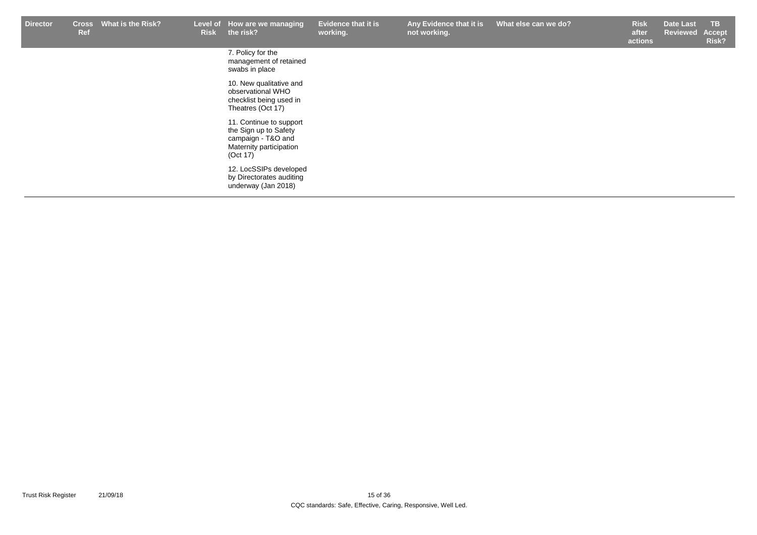| Director | Cross Ref | What is the Risk? | Level of Risk | How are we managing the risk? | Evidence that it is working. | Any Evidence that it is not working. | What else can we do? | Risk after actions | Date Last Reviewed | TB Accept Risk? |
|---|---|---|---|---|---|---|---|---|---|---|
| | | | | 7. Policy for the management of retained swabs in place | | | | | | |
| | | | | 10. New qualitative and observational WHO checklist being used in Theatres (Oct 17) | | | | | | |
| | | | | 11. Continue to support the Sign up to Safety campaign - T&O and Maternity participation (Oct 17) | | | | | | |
| | | | | 12. LocSSIPs developed by Directorates auditing underway (Jan 2018) | | | | | | |

CQC standards: Safe, Effective, Caring, Responsive, Well Led.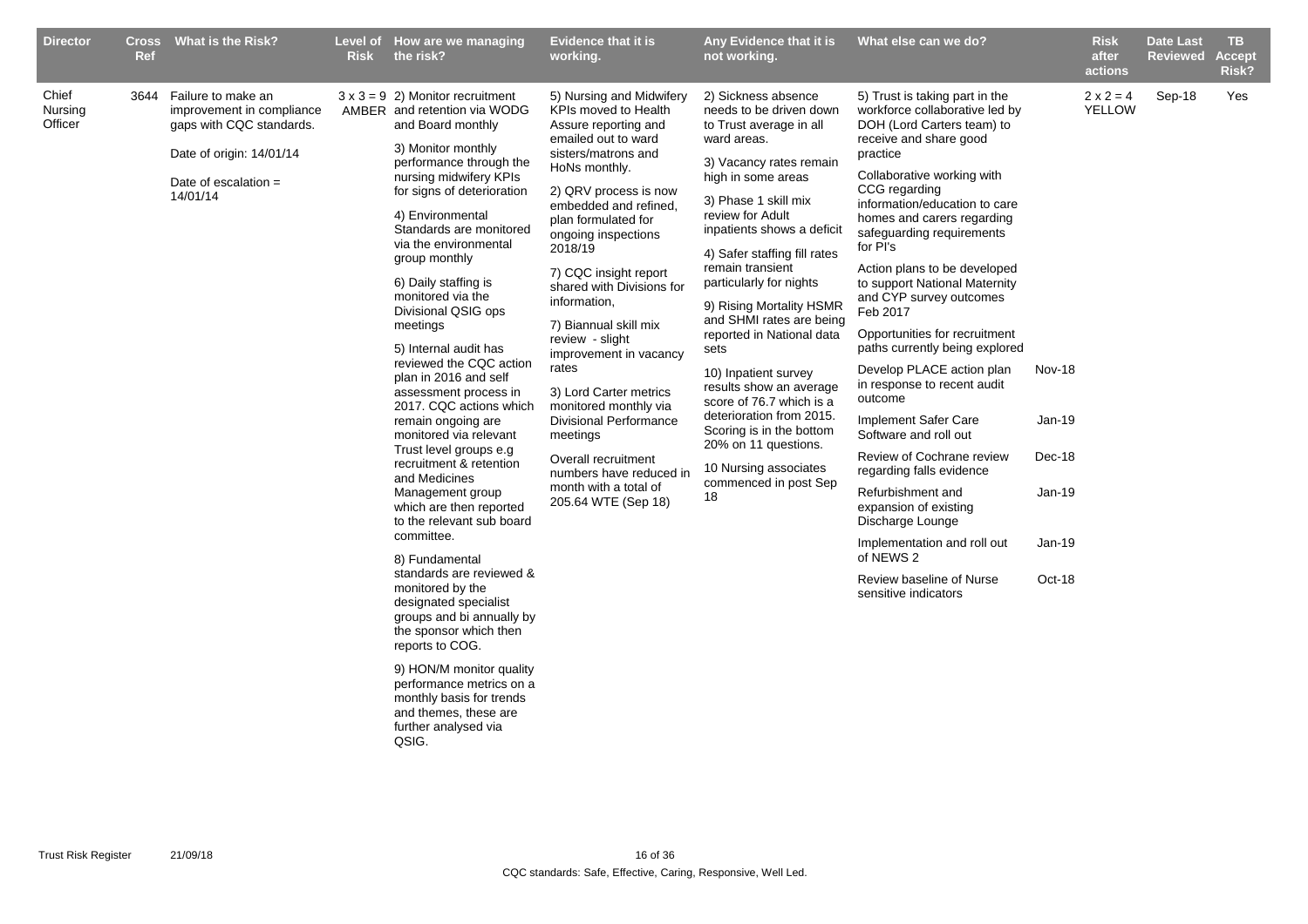| Director | Cross Ref | What is the Risk? | Level of Risk | How are we managing the risk? | Evidence that it is working. | Any Evidence that it is not working. | What else can we do? | | Risk after actions | Date Last Reviewed | TB Accept Risk? |
|---|---|---|---|---|---|---|---|---|---|---|---|
| Chief Nursing Officer | 3644 | Failure to make an improvement in compliance gaps with CQC standards.<br><br>Date of origin: 14/01/14<br><br>Date of escalation = 14/01/14 | 3 x 3 = 9 AMBER | 2) Monitor recruitment and retention via WODG and Board monthly<br><br>3) Monitor monthly performance through the nursing midwifery KPIs for signs of deterioration<br><br>4) Environmental Standards are monitored via the environmental group monthly<br><br>6) Daily staffing is monitored via the Divisional QSIG ops meetings<br><br>5) Internal audit has reviewed the CQC action plan in 2016 and self assessment process in 2017. CQC actions which remain ongoing are monitored via relevant Trust level groups e.g recruitment & retention and Medicines Management group which are then reported to the relevant sub board committee.<br><br>8) Fundamental standards are reviewed & monitored by the designated specialist groups and bi annually by the sponsor which then reports to COG.<br><br>9) HON/M monitor quality performance metrics on a monthly basis for trends and themes, these are further analysed via QSIG. | 5) Nursing and Midwifery KPIs moved to Health Assure reporting and emailed out to ward sisters/matrons and HoNs monthly.<br><br>2) QRV process is now embedded and refined, plan formulated for ongoing inspections 2018/19<br><br>7) CQC insight report shared with Divisions for information,<br><br>7) Biannual skill mix review - slight improvement in vacancy rates<br><br>3) Lord Carter metrics monitored monthly via Divisional Performance meetings<br><br>Overall recruitment numbers have reduced in month with a total of 205.64 WTE (Sep 18) | 2) Sickness absence needs to be driven down to Trust average in all ward areas.<br><br>3) Vacancy rates remain high in some areas<br><br>3) Phase 1 skill mix review for Adult inpatients shows a deficit<br><br>4) Safer staffing fill rates remain transient particularly for nights<br><br>9) Rising Mortality HSMR and SHMI rates are being reported in National data sets<br><br>10) Inpatient survey results show an average score of 76.7 which is a deterioration from 2015. Scoring is in the bottom 20% on 11 questions.<br><br>10 Nursing associates commenced in post Sep 18 | 5) Trust is taking part in the workforce collaborative led by DOH (Lord Carters team) to receive and share good practice<br><br>Collaborative working with CCG regarding information/education to care homes and carers regarding safeguarding requirements for PI's<br><br>Action plans to be developed to support National Maternity and CYP survey outcomes Feb 2017<br><br>Opportunities for recruitment paths currently being explored<br><br>Develop PLACE action plan in response to recent audit outcome<br><br>Implement Safer Care Software and roll out<br><br>Review of Cochrane review regarding falls evidence<br><br>Refurbishment and expansion of existing Discharge Lounge<br><br>Implementation and roll out of NEWS 2<br><br>Review baseline of Nurse sensitive indicators | <br><br><br><br><br><br><br><br><br><br><br><br><br><br>Nov-18<br><br>Jan-19<br><br>Dec-18<br><br>Jan-19<br><br>Jan-19<br><br>Oct-18 | 2 x 2 = 4 YELLOW | Sep-18 | Yes |

CQC standards: Safe, Effective, Caring, Responsive, Well Led.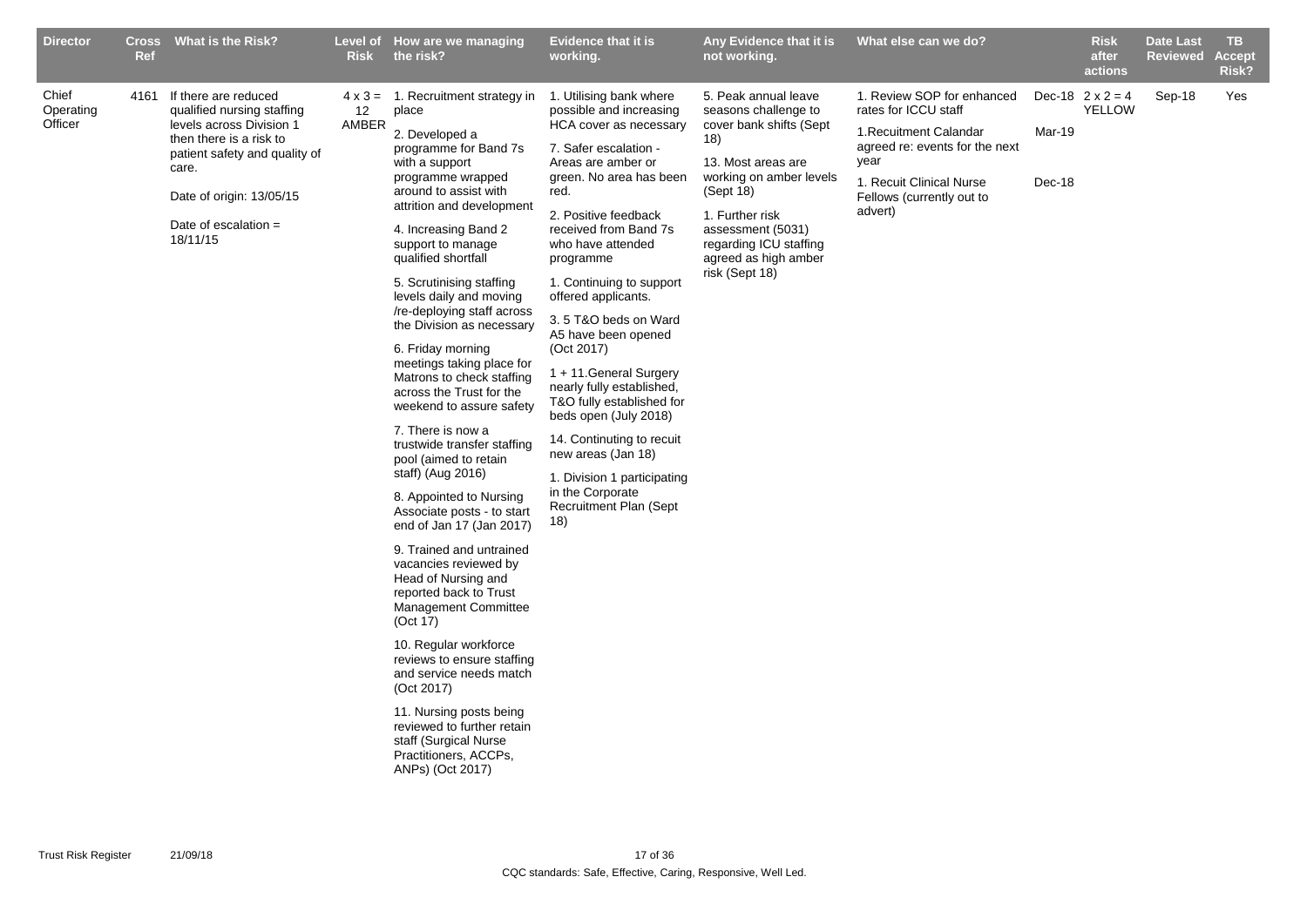| Director | Cross Ref | What is the Risk? | Level of Risk | How are we managing the risk? | Evidence that it is working. | Any Evidence that it is not working. | What else can we do? | | Risk after actions | Date Last Reviewed | TB Accept Risk? |
|---|---|---|---|---|---|---|---|---|---|---|---|
| Chief Operating Officer | 4161 | If there are reduced qualified nursing staffing levels across Division 1 then there is a risk to patient safety and quality of care.<br><br>Date of origin: 13/05/15<br><br>Date of escalation = 18/11/15 | 4 x 3 = 12 AMBER | 1. Recruitment strategy in place<br><br>2. Developed a programme for Band 7s with a support programme wrapped around to assist with attrition and development<br><br>4. Increasing Band 2 support to manage qualified shortfall<br><br>5. Scrutinising staffing levels daily and moving /re-deploying staff across the Division as necessary<br><br>6. Friday morning meetings taking place for Matrons to check staffing across the Trust for the weekend to assure safety<br><br>7. There is now a trustwide transfer staffing pool (aimed to retain staff) (Aug 2016)<br><br>8. Appointed to Nursing Associate posts - to start end of Jan 17 (Jan 2017)<br><br>9. Trained and untrained vacancies reviewed by Head of Nursing and reported back to Trust Management Committee (Oct 17)<br><br>10. Regular workforce reviews to ensure staffing and service needs match (Oct 2017)<br><br>11. Nursing posts being reviewed to further retain staff (Surgical Nurse Practitioners, ACCPs, ANPs) (Oct 2017) | 1. Utilising bank where possible and increasing HCA cover as necessary<br><br>7. Safer escalation - Areas are amber or green. No area has been red.<br><br>2. Positive feedback received from Band 7s who have attended programme<br><br>1. Continuing to support offered applicants.<br><br>3. 5 T&O beds on Ward A5 have been opened (Oct 2017)<br><br>1 + 11.General Surgery nearly fully established, T&O fully established for beds open (July 2018)<br><br>14. Continuting to recuit new areas (Jan 18)<br><br>1. Division 1 participating in the Corporate Recruitment Plan (Sept 18) | 5. Peak annual leave seasons challenge to cover bank shifts (Sept 18)<br><br>13. Most areas are working on amber levels (Sept 18)<br><br>1. Further risk assessment (5031) regarding ICU staffing agreed as high amber risk (Sept 18) | 1. Review SOP for enhanced rates for ICCU staff<br><br>1.Recuitment Calandar agreed re: events for the next year<br><br>1. Recuit Clinical Nurse Fellows (currently out to advert) | Dec-18<br><br>Mar-19<br><br>Dec-18 | 2 x 2 = 4 YELLOW | Sep-18 | Yes |

CQC standards: Safe, Effective, Caring, Responsive, Well Led.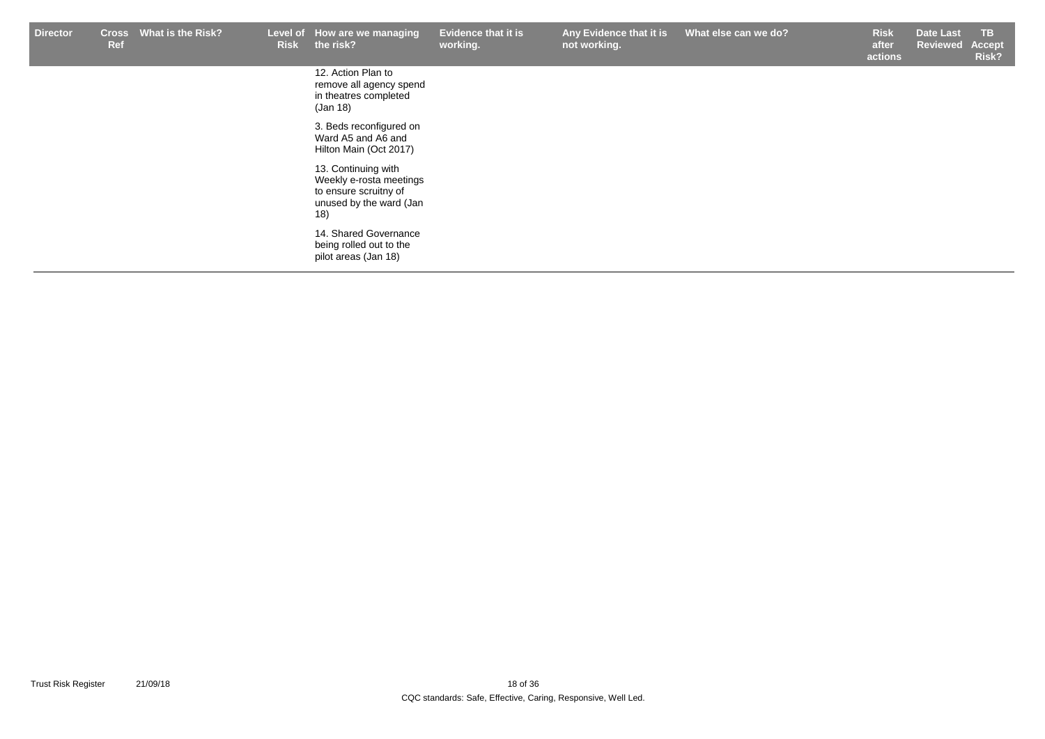| Director | Cross Ref | What is the Risk? | Level of Risk | How are we managing the risk? | Evidence that it is working. | Any Evidence that it is not working. | What else can we do? | Risk after actions | Date Last Reviewed | TB Accept Risk? |
|---|---|---|---|---|---|---|---|---|---|---|
| | | | | 12. Action Plan to remove all agency spend in theatres completed (Jan 18) | | | | | | |
| | | | | 3. Beds reconfigured on Ward A5 and A6 and Hilton Main (Oct 2017) | | | | | | |
| | | | | 13. Continuing with Weekly e-rosta meetings to ensure scruitny of unused by the ward (Jan 18) | | | | | | |
| | | | | 14. Shared Governance being rolled out to the pilot areas (Jan 18) | | | | | | |

CQC standards: Safe, Effective, Caring, Responsive, Well Led.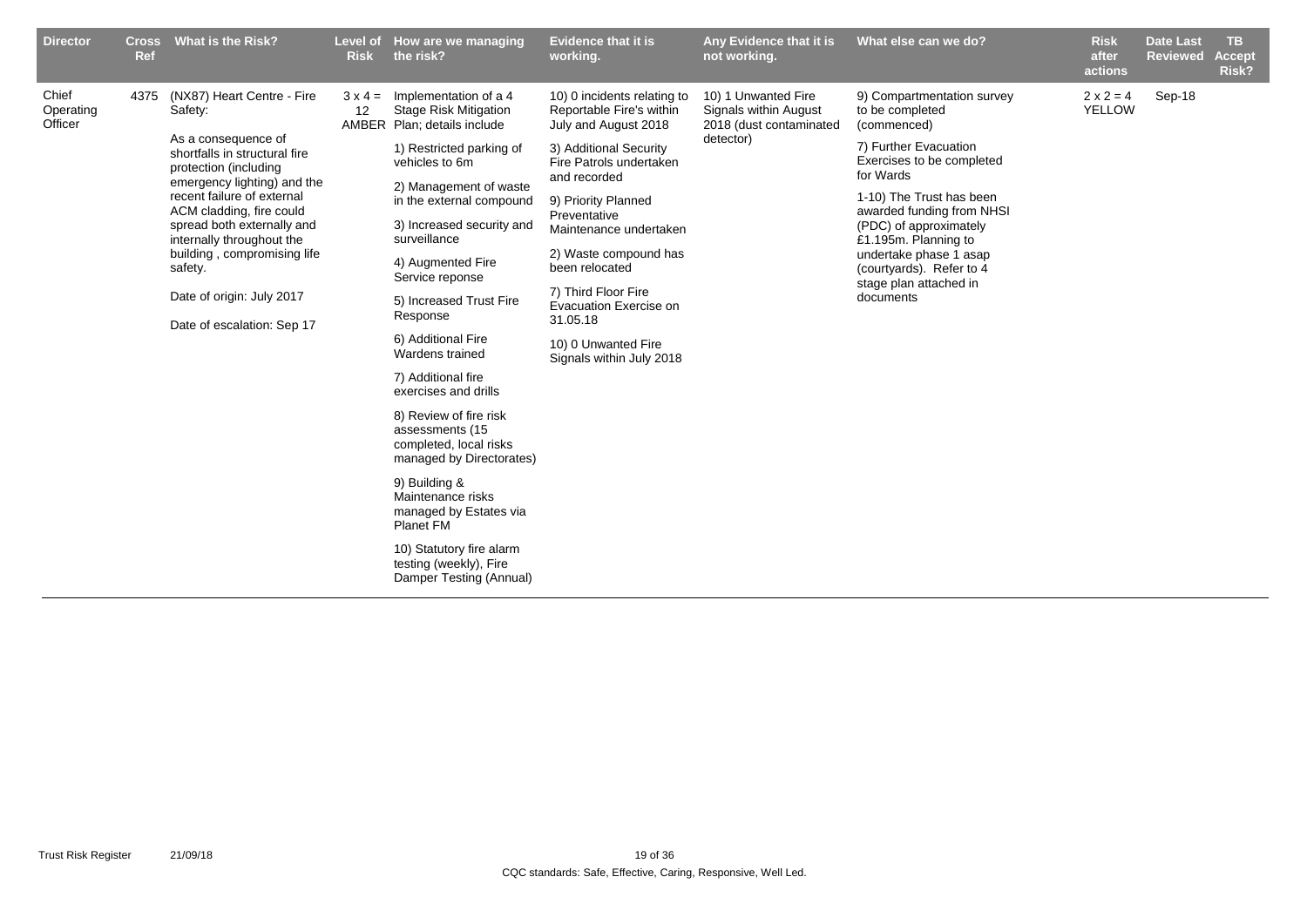| Director | Cross Ref | What is the Risk? | Level of Risk | How are we managing the risk? | Evidence that it is working. | Any Evidence that it is not working. | What else can we do? | Risk after actions | Date Last Reviewed | TB Accept Risk? |
|---|---|---|---|---|---|---|---|---|---|---|
| Chief Operating Officer | 4375 | (NX87) Heart Centre - Fire Safety:<br><br>As a consequence of shortfalls in structural fire protection (including emergency lighting) and the recent failure of external ACM cladding, fire could spread both externally and internally throughout the building , compromising life safety.<br><br>Date of origin: July 2017<br><br>Date of escalation: Sep 17 | 3 x 4 = 12 AMBER | Implementation of a 4 Stage Risk Mitigation Plan; details include<br><br>1) Restricted parking of vehicles to 6m<br><br>2) Management of waste in the external compound<br><br>3) Increased security and surveillance<br><br>4) Augmented Fire Service reponse<br><br>5) Increased Trust Fire Response<br><br>6) Additional Fire Wardens trained<br><br>7) Additional fire exercises and drills<br><br>8) Review of fire risk assessments (15 completed, local risks managed by Directorates)<br><br>9) Building & Maintenance risks managed by Estates via Planet FM<br><br>10) Statutory fire alarm testing (weekly), Fire Damper Testing (Annual) | 10) 0 incidents relating to Reportable Fire's within July and August 2018<br><br>3) Additional Security Fire Patrols undertaken and recorded<br><br>9) Priority Planned Preventative Maintenance undertaken<br><br>2) Waste compound has been relocated<br><br>7) Third Floor Fire Evacuation Exercise on 31.05.18<br><br>10) 0 Unwanted Fire Signals within July 2018 | 10) 1 Unwanted Fire Signals within August 2018 (dust contaminated detector) | 9) Compartmentation survey to be completed (commenced)<br><br>7) Further Evacuation Exercises to be completed for Wards<br><br>1-10) The Trust has been awarded funding from NHSI (PDC) of approximately £1.195m. Planning to undertake phase 1 asap (courtyards). Refer to 4 stage plan attached in documents | 2 x 2 = 4 YELLOW | Sep-18 | |

Trust Risk Register 21/09/18

CQC standards: Safe, Effective, Caring, Responsive, Well Led.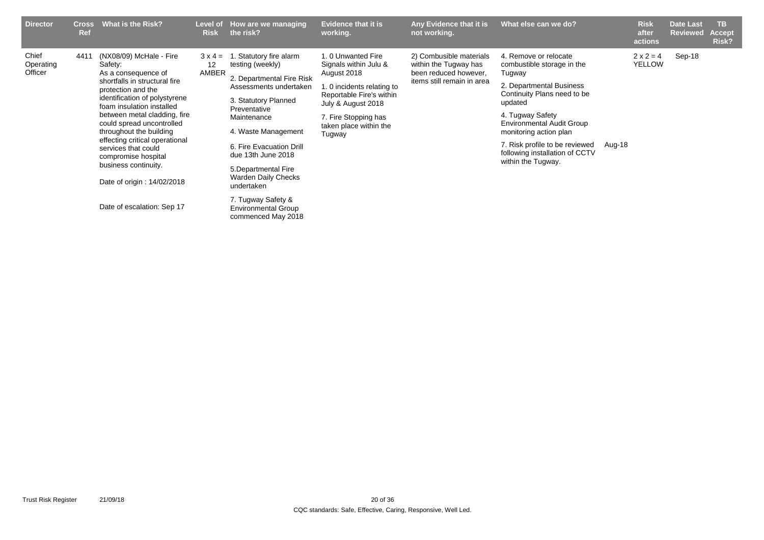| Director | Cross Ref | What is the Risk? | Level of Risk | How are we managing the risk? | Evidence that it is working. | Any Evidence that it is not working. | What else can we do? | | Risk after actions | Date Last Reviewed | TB Accept Risk? |
|---|---|---|---|---|---|---|---|---|---|---|---|
| Chief Operating Officer | 4411 | (NX08/09) McHale - Fire Safety:<br>As a consequence of shortfalls in structural fire protection and the identification of polystyrene foam insulation installed between metal cladding, fire could spread uncontrolled throughout the building effecting critical operational services that could compromise hospital business continuity.<br><br>Date of origin : 14/02/2018<br><br>Date of escalation: Sep 17 | 3 x 4 = 12 AMBER | 1. Statutory fire alarm testing (weekly)<br>2. Departmental Fire Risk Assessments undertaken<br>3. Statutory Planned Preventative Maintenance<br>4. Waste Management<br>6. Fire Evacuation Drill due 13th June 2018<br>5.Departmental Fire Warden Daily Checks undertaken<br>7. Tugway Safety & Environmental Group commenced May 2018 | 1. 0 Unwanted Fire Signals within Julu & August 2018<br>1. 0 incidents relating to Reportable Fire's within July & August 2018<br>7. Fire Stopping has taken place within the Tugway | 2) Combusible materials within the Tugway has been reduced however, items still remain in area | 4. Remove or relocate combustible storage in the Tugway<br>2. Departmental Business Continuity Plans need to be updated<br>4. Tugway Safety Environmental Audit Group monitoring action plan<br>7. Risk profile to be reviewed following installation of CCTV within the Tugway. | Aug-18 | 2 x 2 = 4 YELLOW | Sep-18 | |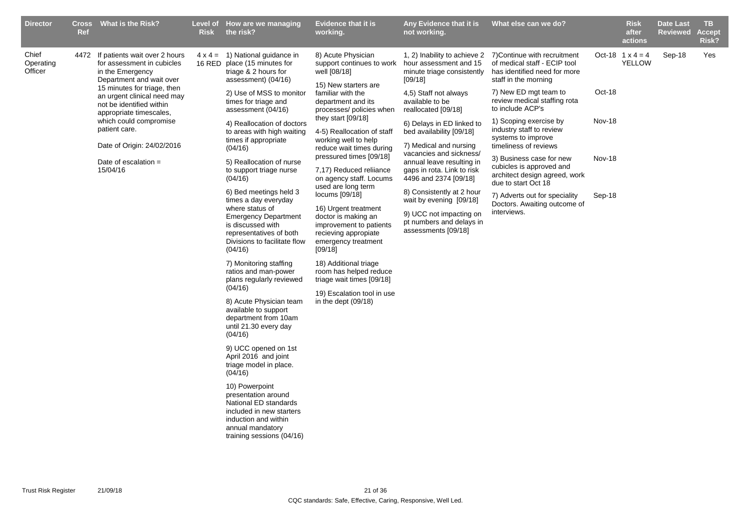| Director | Cross Ref | What is the Risk? | Level of Risk | How are we managing the risk? | Evidence that it is working. | Any Evidence that it is not working. | What else can we do? | | Risk after actions | Date Last Reviewed | TB Accept Risk? |
|---|---|---|---|---|---|---|---|---|---|---|---|
| Chief Operating Officer | 4472 | If patients wait over 2 hours for assessment in cubicles in the Emergency Department and wait over 15 minutes for triage, then an urgent clinical need may not be identified within appropriate timescales, which could compromise patient care.<br><br>Date of Origin: 24/02/2016<br><br>Date of escalation = 15/04/16 | 4 x 4 = 16 RED | 1) National guidance in place (15 minutes for triage & 2 hours for assessment) (04/16)<br><br>2) Use of MSS to monitor times for triage and assessment (04/16)<br><br>4) Reallocation of doctors to areas with high waiting times if appropriate (04/16)<br><br>5) Reallocation of nurse to support triage nurse (04/16)<br><br>6) Bed meetings held 3 times a day everyday where status of Emergency Department is discussed with representatives of both Divisions to facilitate flow (04/16)<br><br>7) Monitoring staffing ratios and man-power plans regularly reviewed (04/16)<br><br>8) Acute Physician team available to support department from 10am until 21.30 every day (04/16)<br><br>9) UCC opened on 1st April 2016 and joint triage model in place. (04/16)<br><br>10) Powerpoint presentation around National ED standards included in new starters induction and within annual mandatory training sessions (04/16) | 8) Acute Physician support continues to work well [08/18]<br><br>15) New starters are familiar with the department and its processes/ policies when they start [09/18]<br><br>4-5) Reallocation of staff working well to help reduce wait times during pressured times [09/18]<br><br>7,17) Reduced reliiance on agency staff. Locums used are long term locums [09/18]<br><br>16) Urgent treatment doctor is making an improvement to patients recieving appropiate emergency treatment [09/18]<br><br>18) Additional triage room has helped reduce triage wait times [09/18]<br><br>19) Escalation tool in use in the dept (09/18) | 1, 2) Inability to achieve 2 hour assessment and 15 minute triage consistently [09/18]<br><br>4,5) Staff not always available to be reallocated [09/18]<br><br>6) Delays in ED linked to bed availability [09/18]<br><br>7) Medical and nursing vacancies and sickness/ annual leave resulting in gaps in rota. Link to risk 4496 and 2374 [09/18]<br><br>8) Consistently at 2 hour wait by evening [09/18]<br><br>9) UCC not impacting on pt numbers and delays in assessments [09/18] | 7)Continue with recruitment of medical staff - ECIP tool has identified need for more staff in the morning<br><br>7) New ED mgt team to review medical staffing rota to include ACP's<br><br>1) Scoping exercise by industry staff to review systems to improve timeliness of reviews<br><br>3) Business case for new cubicles is approved and architect design agreed, work due to start Oct 18<br><br>7) Adverts out for speciality Doctors. Awaiting outcome of interviews. | Oct-18<br><br>Oct-18<br><br>Nov-18<br><br>Nov-18<br><br>Sep-18 | 1 x 4 = 4 YELLOW | Sep-18 | Yes |

CQC standards: Safe, Effective, Caring, Responsive, Well Led.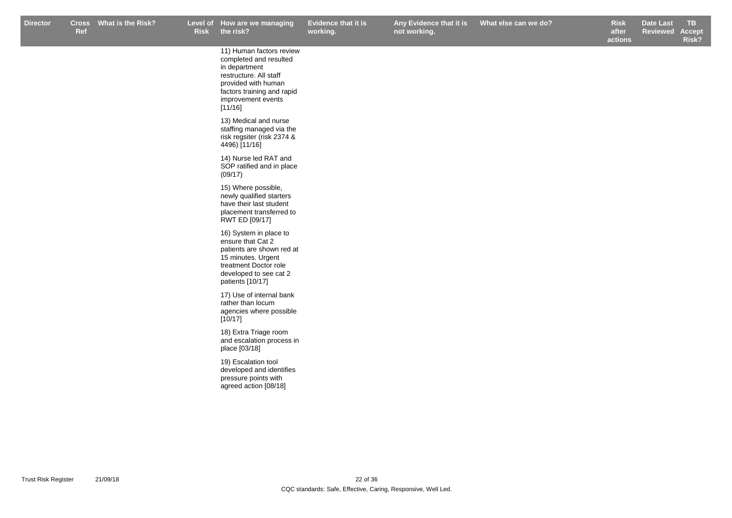| Director | Cross Ref | What is the Risk? | Level of Risk | How are we managing the risk? | Evidence that it is working. | Any Evidence that it is not working. | What else can we do? | Risk after actions | Date Last Reviewed | TB Accept Risk? |
|---|---|---|---|---|---|---|---|---|---|---|
| | | | | 11) Human factors review completed and resulted in department restructure. All staff provided with human factors training and rapid improvement events [11/16]<br><br>13) Medical and nurse staffing managed via the risk regsiter (risk 2374 & 4496) [11/16]<br><br>14) Nurse led RAT and SOP ratified and in place (09/17)<br><br>15) Where possible, newly qualified starters have their last student placement transferred to RWT ED [09/17]<br><br>16) System in place to ensure that Cat 2 patients are shown red at 15 minutes. Urgent treatment Doctor role developed to see cat 2 patients [10/17]<br><br>17) Use of internal bank rather than locum agencies where possible [10/17]<br><br>18) Extra Triage room and escalation process in place [03/18]<br><br>19) Escalation tool developed and identifies pressure points with agreed action [08/18] | | | | | | |

CQC standards: Safe, Effective, Caring, Responsive, Well Led.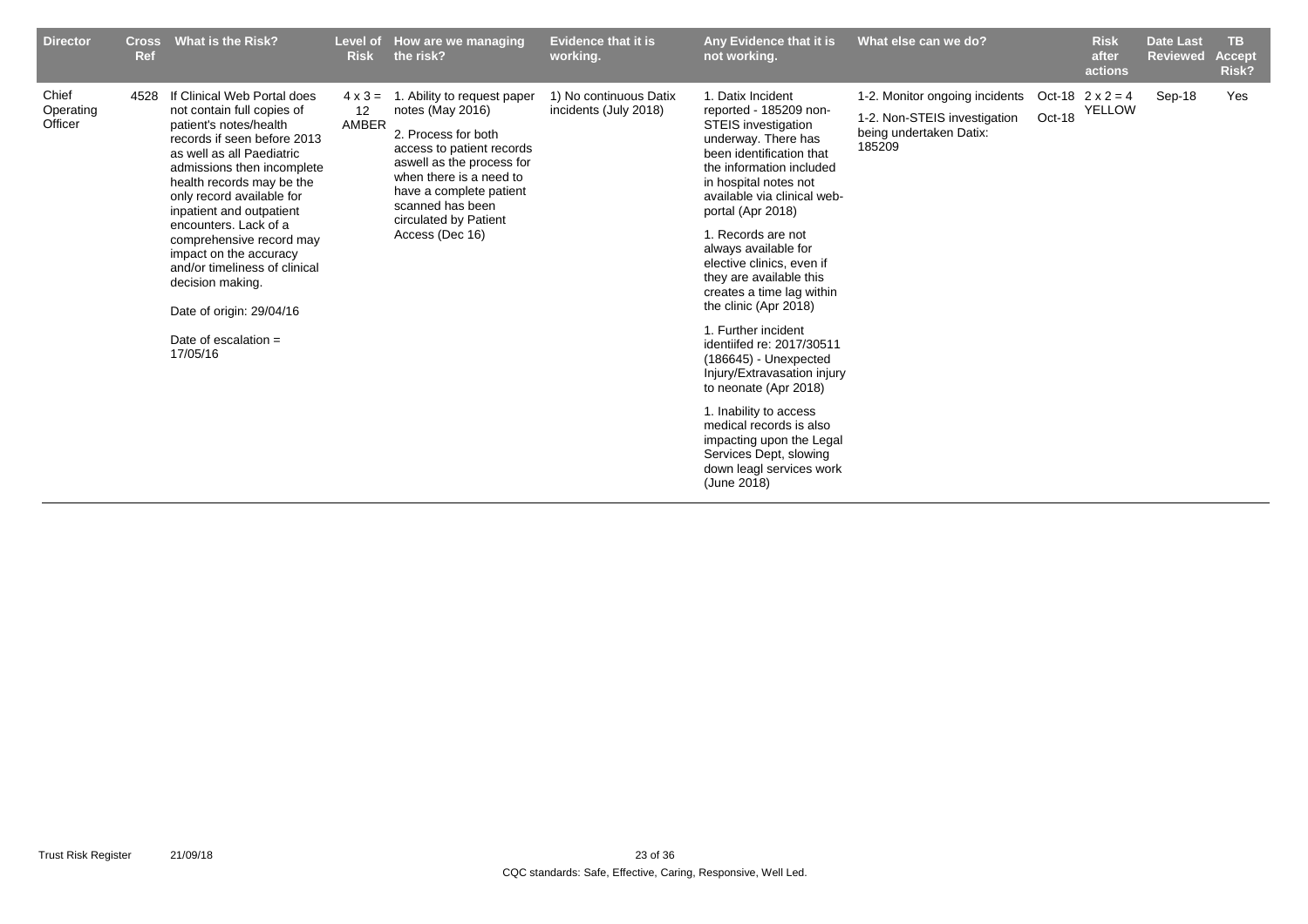| Director | Cross Ref | What is the Risk? | Level of Risk | How are we managing the risk? | Evidence that it is working. | Any Evidence that it is not working. | What else can we do? | | Risk after actions | Date Last Reviewed | TB Accept Risk? |
|---|---|---|---|---|---|---|---|---|---|---|---|
| Chief Operating Officer | 4528 | If Clinical Web Portal does not contain full copies of patient's notes/health records if seen before 2013 as well as all Paediatric admissions then incomplete health records may be the only record available for inpatient and outpatient encounters. Lack of a comprehensive record may impact on the accuracy and/or timeliness of clinical decision making.<br><br>Date of origin: 29/04/16<br><br>Date of escalation = 17/05/16 | 4 x 3 = 12 AMBER | 1. Ability to request paper notes (May 2016)<br><br>2. Process for both access to patient records aswell as the process for when there is a need to have a complete patient scanned has been circulated by Patient Access (Dec 16) | 1) No continuous Datix incidents (July 2018) | 1. Datix Incident reported - 185209 non-STEIS investigation underway. There has been identification that the information included in hospital notes not available via clinical web-portal (Apr 2018)<br><br>1. Records are not always available for elective clinics, even if they are available this creates a time lag within the clinic (Apr 2018)<br><br>1. Further incident identiifed re: 2017/30511 (186645) - Unexpected Injury/Extravasation injury to neonate (Apr 2018)<br><br>1. Inability to access medical records is also impacting upon the Legal Services Dept, slowing down leagl services work (June 2018) | 1-2. Monitor ongoing incidents<br><br>1-2. Non-STEIS investigation being undertaken Datix: 185209 | Oct-18<br><br>Oct-18 | 2 x 2 = 4 YELLOW | Sep-18 | Yes |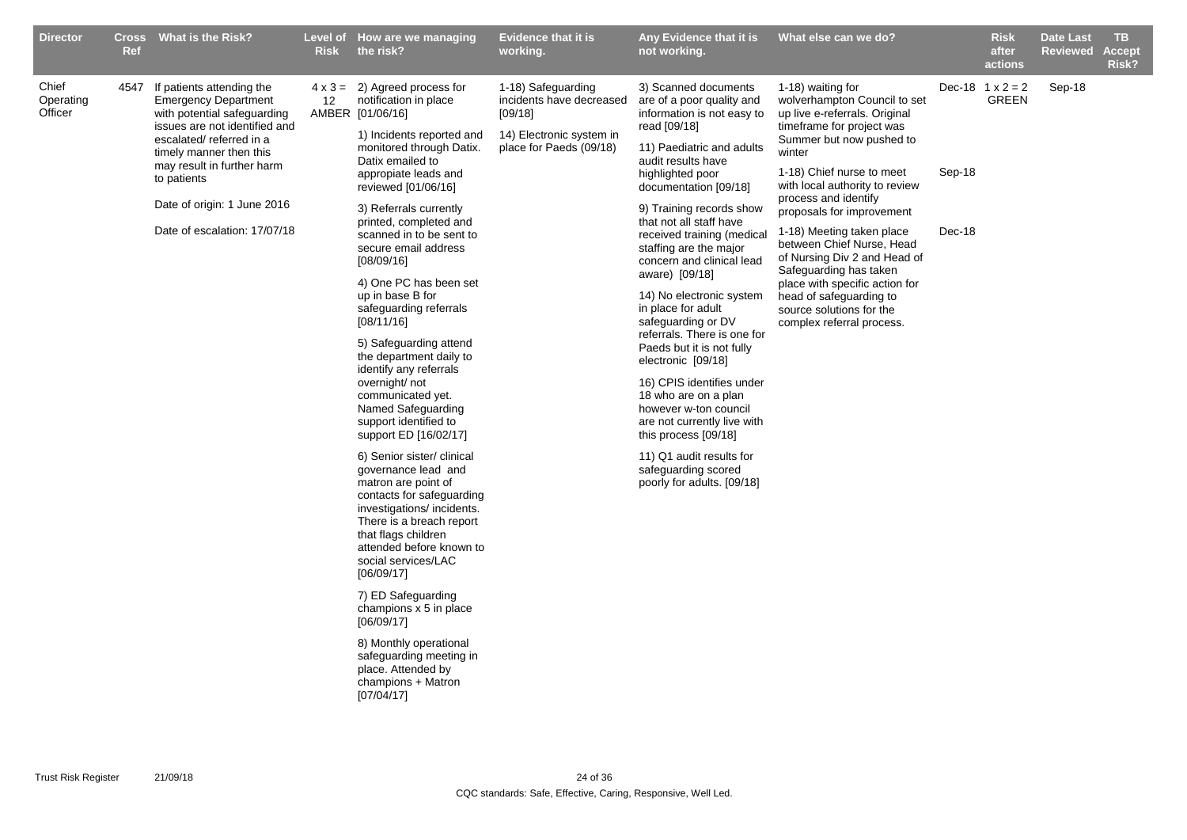| Director | Cross Ref | What is the Risk? | Level of Risk | How are we managing the risk? | Evidence that it is working. | Any Evidence that it is not working. | What else can we do? | | Risk after actions | Date Last Reviewed | TB Accept Risk? |
|---|---|---|---|---|---|---|---|---|---|---|---|
| Chief Operating Officer | 4547 | If patients attending the Emergency Department with potential safeguarding issues are not identified and escalated/ referred in a timely manner then this may result in further harm to patients<br><br>Date of origin: 1 June 2016<br><br>Date of escalation: 17/07/18 | 4 x 3 = 12 AMBER | 2) Agreed process for notification in place [01/06/16]<br><br>1) Incidents reported and monitored through Datix. Datix emailed to appropiate leads and reviewed [01/06/16]<br><br>3) Referrals currently printed, completed and scanned in to be sent to secure email address [08/09/16]<br><br>4) One PC has been set up in base B for safeguarding referrals [08/11/16]<br><br>5) Safeguarding attend the department daily to identify any referrals overnight/ not communicated yet. Named Safeguarding support identified to support ED [16/02/17]<br><br>6) Senior sister/ clinical governance lead and matron are point of contacts for safeguarding investigations/ incidents. There is a breach report that flags children attended before known to social services/LAC [06/09/17]<br><br>7) ED Safeguarding champions x 5 in place [06/09/17]<br><br>8) Monthly operational safeguarding meeting in place. Attended by champions + Matron [07/04/17] | 1-18) Safeguarding incidents have decreased [09/18]<br><br>14) Electronic system in place for Paeds (09/18) | 3) Scanned documents are of a poor quality and information is not easy to read [09/18]<br><br>11) Paediatric and adults audit results have highlighted poor documentation [09/18]<br><br>9) Training records show that not all staff have received training (medical staffing are the major concern and clinical lead aware) [09/18]<br><br>14) No electronic system in place for adult safeguarding or DV referrals. There is one for Paeds but it is not fully electronic [09/18]<br><br>16) CPIS identifies under 18 who are on a plan however w-ton council are not currently live with this process [09/18]<br><br>11) Q1 audit results for safeguarding scored poorly for adults. [09/18] | 1-18) waiting for wolverhampton Council to set up live e-referrals. Original timeframe for project was Summer but now pushed to winter<br><br>1-18) Chief nurse to meet with local authority to review process and identify proposals for improvement<br><br>1-18) Meeting taken place between Chief Nurse, Head of Nursing Div 2 and Head of Safeguarding has taken place with specific action for head of safeguarding to source solutions for the complex referral process. | Dec-18<br><br>Sep-18<br><br>Dec-18 | 1 x 2 = 2 GREEN | Sep-18 | |

CQC standards: Safe, Effective, Caring, Responsive, Well Led.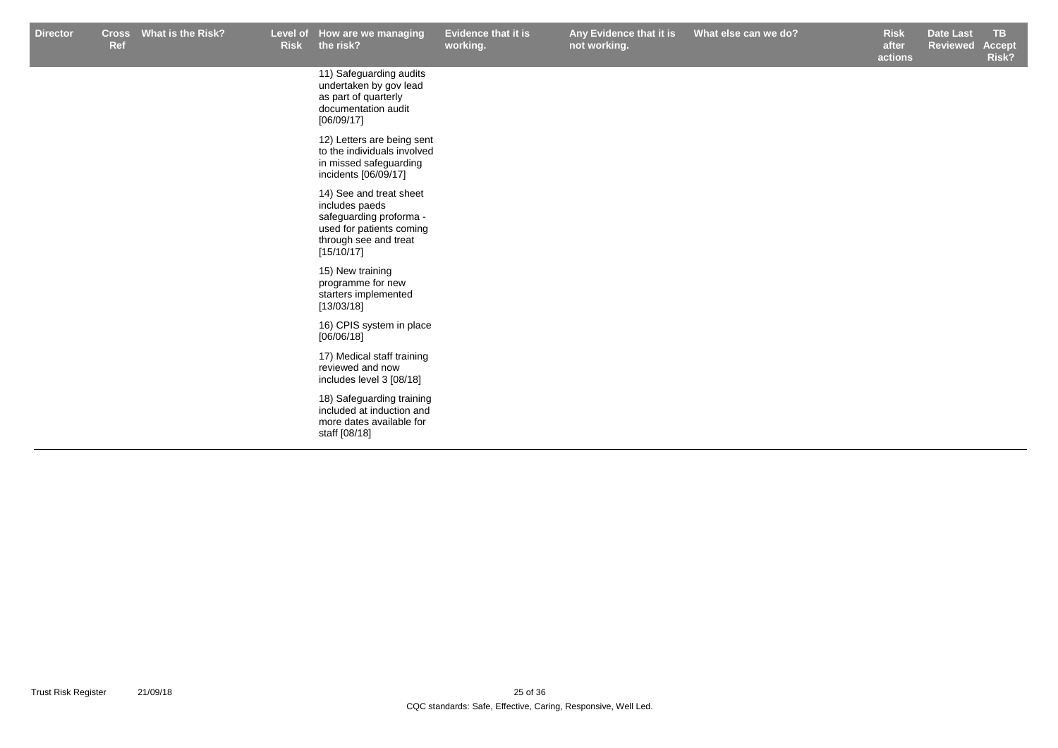| Director | Cross Ref | What is the Risk? | Level of Risk | How are we managing the risk? | Evidence that it is working. | Any Evidence that it is not working. | What else can we do? | Risk after actions | Date Last Reviewed | TB Accept Risk? |
|---|---|---|---|---|---|---|---|---|---|---|
| | | | | 11) Safeguarding audits undertaken by gov lead as part of quarterly documentation audit [06/09/17] | | | | | | |
| | | | | 12) Letters are being sent to the individuals involved in missed safeguarding incidents [06/09/17] | | | | | | |
| | | | | 14) See and treat sheet includes paeds safeguarding proforma - used for patients coming through see and treat [15/10/17] | | | | | | |
| | | | | 15) New training programme for new starters implemented [13/03/18] | | | | | | |
| | | | | 16) CPIS system in place [06/06/18] | | | | | | |
| | | | | 17) Medical staff training reviewed and now includes level 3 [08/18] | | | | | | |
| | | | | 18) Safeguarding training included at induction and more dates available for staff [08/18] | | | | | | |

CQC standards: Safe, Effective, Caring, Responsive, Well Led.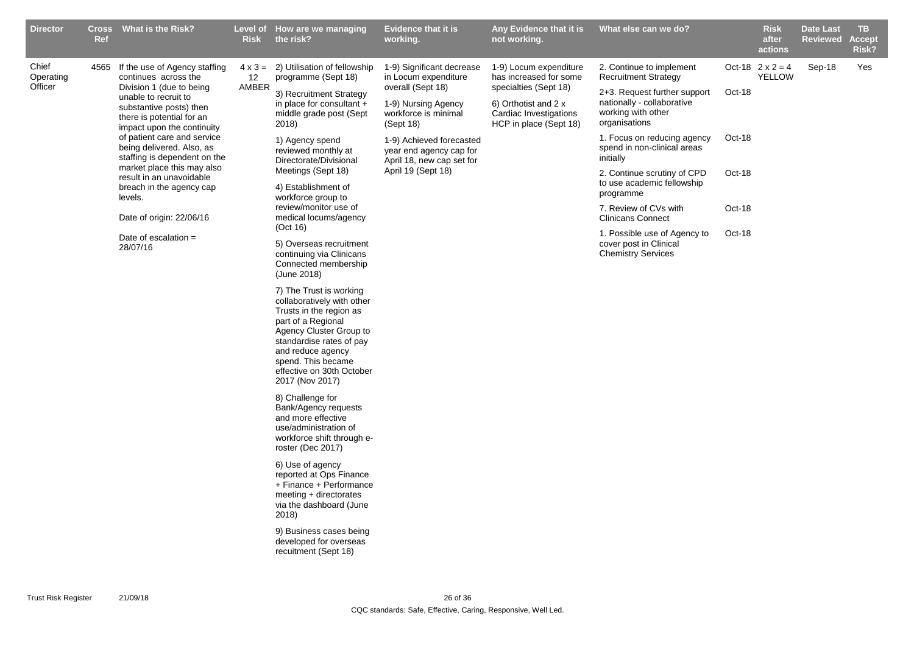| Director | Cross Ref | What is the Risk? | Level of Risk | How are we managing the risk? | Evidence that it is working. | Any Evidence that it is not working. | What else can we do? | | Risk after actions | Date Last Reviewed | TB Accept Risk? |
|---|---|---|---|---|---|---|---|---|---|---|---|
| Chief Operating Officer | 4565 | If the use of Agency staffing continues across the Division 1 (due to being unable to recruit to substantive posts) then there is potential for an impact upon the continuity of patient care and service being delivered. Also, as staffing is dependent on the market place this may also result in an unavoidable breach in the agency cap levels.<br><br>Date of origin: 22/06/16<br><br>Date of escalation = 28/07/16 | 4 x 3 = 12 AMBER | 2) Utilisation of fellowship programme (Sept 18)<br><br>3) Recruitment Strategy in place for consultant + middle grade post (Sept 2018)<br><br>1) Agency spend reviewed monthly at Directorate/Divisional Meetings (Sept 18)<br><br>4) Establishment of workforce group to review/monitor use of medical locums/agency (Oct 16)<br><br>5) Overseas recruitment continuing via Clinicans Connected membership (June 2018)<br><br>7) The Trust is working collaboratively with other Trusts in the region as part of a Regional Agency Cluster Group to standardise rates of pay and reduce agency spend. This became effective on 30th October 2017 (Nov 2017)<br><br>8) Challenge for Bank/Agency requests and more effective use/administration of workforce shift through e-roster (Dec 2017)<br><br>6) Use of agency reported at Ops Finance + Finance + Performance meeting + directorates via the dashboard (June 2018)<br><br>9) Business cases being developed for overseas recuitment (Sept 18) | 1-9) Significant decrease in Locum expenditure overall (Sept 18)<br><br>1-9) Nursing Agency workforce is minimal (Sept 18)<br><br>1-9) Achieved forecasted year end agency cap for April 18, new cap set for April 19 (Sept 18) | 1-9) Locum expenditure has increased for some specialties (Sept 18)<br><br>6) Orthotist and 2 x Cardiac Investigations HCP in place (Sept 18) | 2. Continue to implement Recruitment Strategy<br><br>2+3. Request further support nationally - collaborative working with other organisations<br><br>1. Focus on reducing agency spend in non-clinical areas initially<br><br>2. Continue scrutiny of CPD to use academic fellowship programme<br><br>7. Review of CVs with Clinicans Connect<br><br>1. Possible use of Agency to cover post in Clinical Chemistry Services | Oct-18<br><br>Oct-18<br><br>Oct-18<br><br>Oct-18<br><br>Oct-18<br><br>Oct-18 | 2 x 2 = 4 YELLOW | Sep-18 | Yes |

CQC standards: Safe, Effective, Caring, Responsive, Well Led.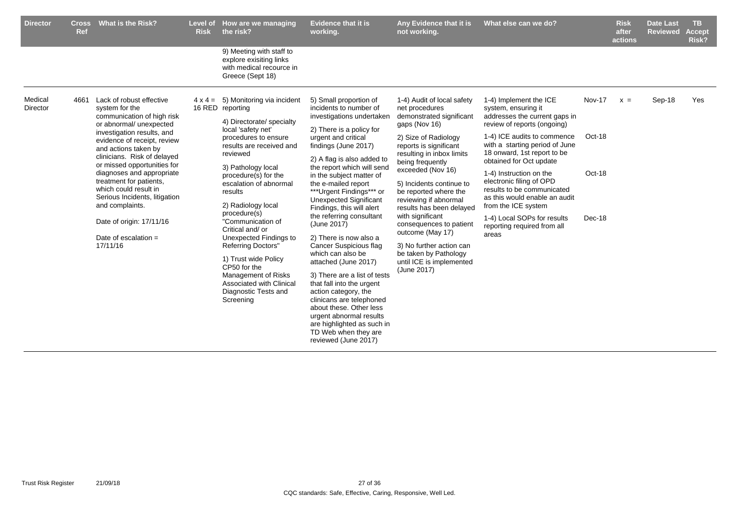| Director | Cross Ref | What is the Risk? | Level of Risk | How are we managing the risk? | Evidence that it is working. | Any Evidence that it is not working. | What else can we do? | | Risk after actions | Date Last Reviewed | TB Accept Risk? |
|---|---|---|---|---|---|---|---|---|---|---|---|
| | | | | 9) Meeting with staff to explore exisiting links with medical recource in Greece (Sept 18) | | | | | | | |
| Medical Director | 4661 | Lack of robust effective system for the communication of high risk or abnormal/ unexpected investigation results, and evidence of receipt, review and actions taken by clinicians. Risk of delayed or missed opportunities for diagnoses and appropriate treatment for patients, which could result in Serious Incidents, litigation and complaints.<br><br>Date of origin: 17/11/16<br><br>Date of escalation = 17/11/16 | 4 x 4 = 16 RED | 5) Monitoring via incident reporting<br><br>4) Directorate/ specialty local 'safety net' procedures to ensure results are received and reviewed<br><br>3) Pathology local procedure(s) for the escalation of abnormal results<br><br>2) Radiology local procedure(s) "Communication of Critical and/ or Unexpected Findings to Referring Doctors"<br><br>1) Trust wide Policy CP50 for the Management of Risks Associated with Clinical Diagnostic Tests and Screening | 5) Small proportion of incidents to number of investigations undertaken<br><br>2) There is a policy for urgent and critical findings (June 2017)<br><br>2) A flag is also added to the report which will send in the subject matter of the e-mailed report ***Urgent Findings*** or Unexpected Significant Findings, this will alert the referring consultant (June 2017)<br><br>2) There is now also a Cancer Suspicious flag which can also be attached (June 2017)<br><br>3) There are a list of tests that fall into the urgent action category, the clinicans are telephoned about these. Other less urgent abnormal results are highlighted as such in TD Web when they are reviewed (June 2017) | 1-4) Audit of local safety net procedures demonstrated significant gaps (Nov 16)<br><br>2) Size of Radiology reports is significant resulting in inbox limits being frequently exceeded (Nov 16)<br><br>5) Incidents continue to be reported where the reviewing if abnormal results has been delayed with significant consequences to patient outcome (May 17)<br><br>3) No further action can be taken by Pathology until ICE is implemented (June 2017) | 1-4) Implement the ICE system, ensuring it addresses the current gaps in review of reports (ongoing)<br><br>1-4) ICE audits to commence with a starting period of June 18 onward, 1st report to be obtained for Oct update<br><br>1-4) Instruction on the electronic filing of OPD results to be communicated as this would enable an audit from the ICE system<br><br>1-4) Local SOPs for results reporting required from all areas | Nov-17<br><br><br><br>Oct-18<br><br><br><br>Oct-18<br><br><br><br><br>Dec-18 | x = | Sep-18 | Yes |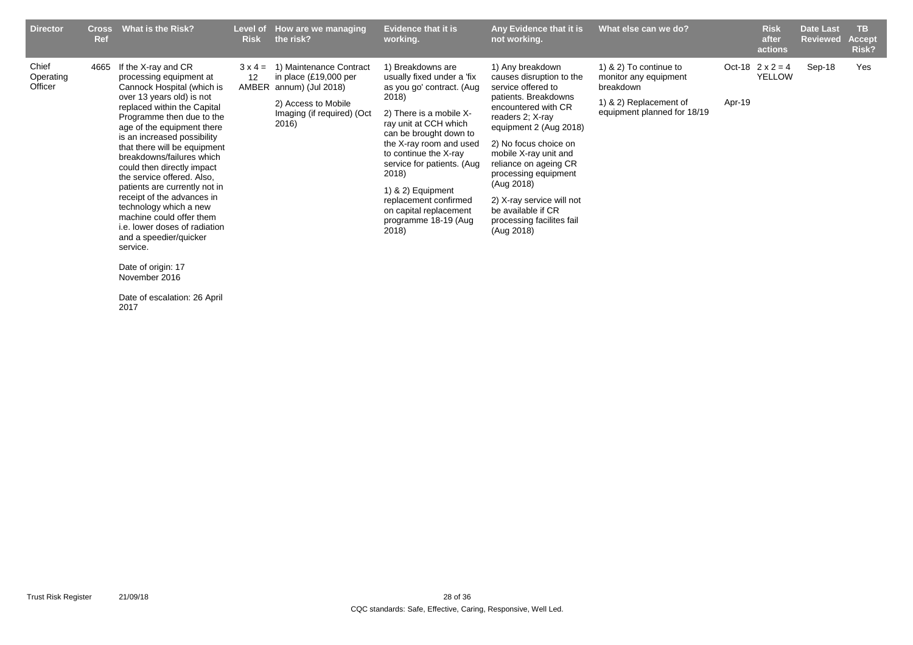| Director | Cross Ref | What is the Risk? | Level of Risk | How are we managing the risk? | Evidence that it is working. | Any Evidence that it is not working. | What else can we do? | | Risk after actions | Date Last Reviewed | TB Accept Risk? |
|---|---|---|---|---|---|---|---|---|---|---|---|
| Chief Operating Officer | 4665 | If the X-ray and CR processing equipment at Cannock Hospital (which is over 13 years old) is not replaced within the Capital Programme then due to the age of the equipment there is an increased possibility that there will be equipment breakdowns/failures which could then directly impact the service offered. Also, patients are currently not in receipt of the advances in technology which a new machine could offer them i.e. lower doses of radiation and a speedier/quicker service.<br><br>Date of origin: 17 November 2016<br><br>Date of escalation: 26 April 2017 | 3 x 4 = 12 AMBER | 1) Maintenance Contract in place (£19,000 per annum) (Jul 2018)<br><br>2) Access to Mobile Imaging (if required) (Oct 2016) | 1) Breakdowns are usually fixed under a 'fix as you go' contract. (Aug 2018)<br><br>2) There is a mobile X-ray unit at CCH which can be brought down to the X-ray room and used to continue the X-ray service for patients. (Aug 2018)<br><br>1) & 2) Equipment replacement confirmed on capital replacement programme 18-19 (Aug 2018) | 1) Any breakdown causes disruption to the service offered to patients. Breakdowns encountered with CR readers 2; X-ray equipment 2 (Aug 2018)<br><br>2) No focus choice on mobile X-ray unit and reliance on ageing CR processing equipment (Aug 2018)<br><br>2) X-ray service will not be available if CR processing facilites fail (Aug 2018) | 1) & 2) To continue to monitor any equipment breakdown<br><br>1) & 2) Replacement of equipment planned for 18/19 | Oct-18<br><br><br>Apr-19 | 2 x 2 = 4 YELLOW | Sep-18 | Yes |

CQC standards: Safe, Effective, Caring, Responsive, Well Led.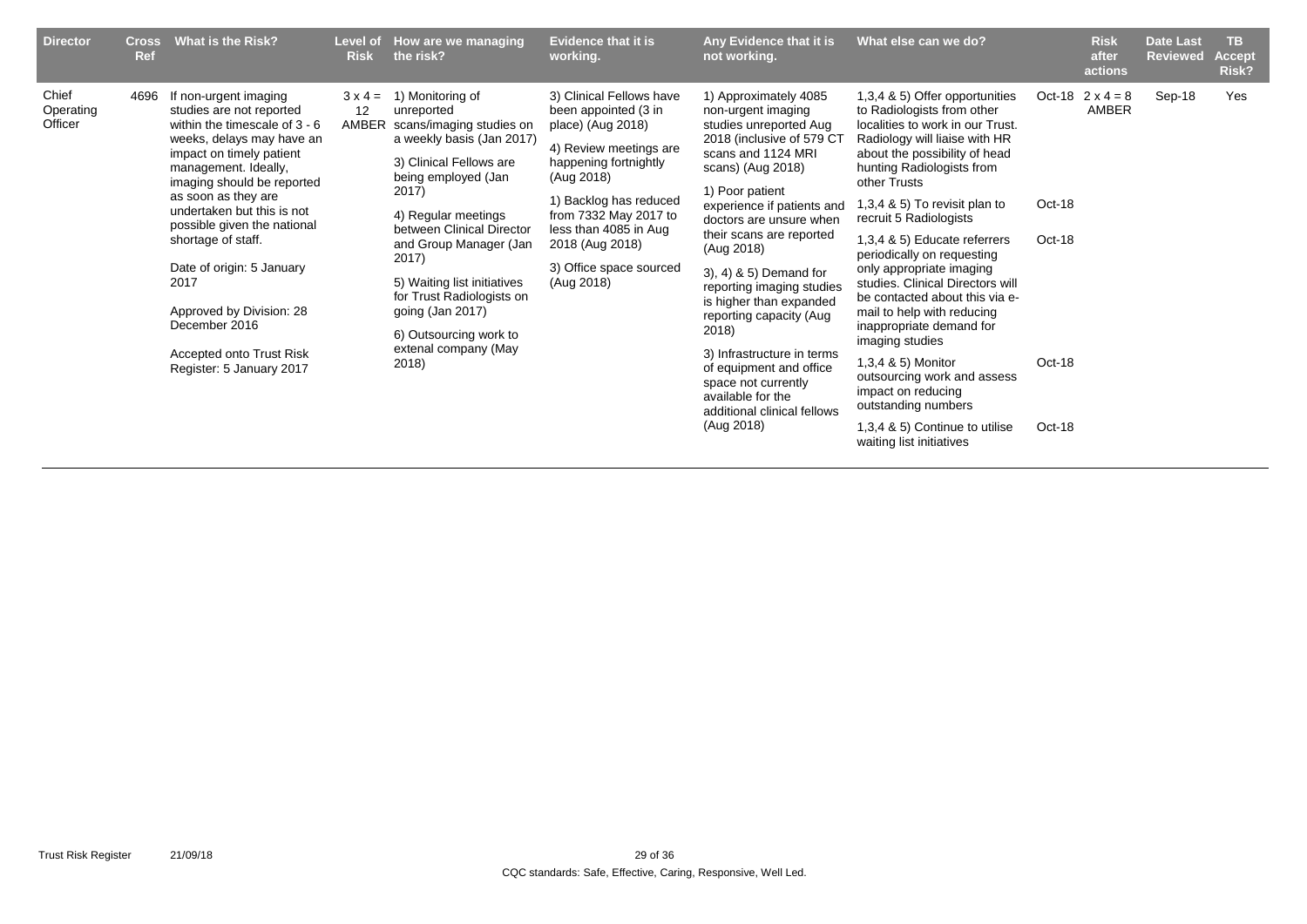| Director | Cross Ref | What is the Risk? | Level of Risk | How are we managing the risk? | Evidence that it is working. | Any Evidence that it is not working. | What else can we do? | | Risk after actions | Date Last Reviewed | TB Accept Risk? |
|---|---|---|---|---|---|---|---|---|---|---|---|
| Chief Operating Officer | 4696 | If non-urgent imaging studies are not reported within the timescale of 3 - 6 weeks, delays may have an impact on timely patient management. Ideally, imaging should be reported as soon as they are undertaken but this is not possible given the national shortage of staff.<br><br>Date of origin: 5 January 2017<br><br>Approved by Division: 28 December 2016<br><br>Accepted onto Trust Risk Register: 5 January 2017 | 3 x 4 = 12 AMBER | 1) Monitoring of unreported scans/imaging studies on a weekly basis (Jan 2017)<br><br>3) Clinical Fellows are being employed (Jan 2017)<br><br>4) Regular meetings between Clinical Director and Group Manager (Jan 2017)<br><br>5) Waiting list initiatives for Trust Radiologists on going (Jan 2017)<br><br>6) Outsourcing work to extenal company (May 2018) | 3) Clinical Fellows have been appointed (3 in place) (Aug 2018)<br><br>4) Review meetings are happening fortnightly (Aug 2018)<br><br>1) Backlog has reduced from 7332 May 2017 to less than 4085 in Aug 2018 (Aug 2018)<br><br>3) Office space sourced (Aug 2018) | 1) Approximately 4085 non-urgent imaging studies unreported Aug 2018 (inclusive of 579 CT scans and 1124 MRI scans) (Aug 2018)<br><br>1) Poor patient experience if patients and doctors are unsure when their scans are reported (Aug 2018)<br><br>3), 4) & 5) Demand for reporting imaging studies is higher than expanded reporting capacity (Aug 2018)<br><br>3) Infrastructure in terms of equipment and office space not currently available for the additional clinical fellows (Aug 2018) | 1,3,4 & 5) Offer opportunities to Radiologists from other localities to work in our Trust. Radiology will liaise with HR about the possibility of head hunting Radiologists from other Trusts<br><br>1,3,4 & 5) To revisit plan to recruit 5 Radiologists<br><br>1,3,4 & 5) Educate referrers periodically on requesting only appropriate imaging studies. Clinical Directors will be contacted about this via e-mail to help with reducing inappropriate demand for imaging studies<br><br>1,3,4 & 5) Monitor outsourcing work and assess impact on reducing outstanding numbers<br><br>1,3,4 & 5) Continue to utilise waiting list initiatives | Oct-18<br><br>Oct-18<br><br>Oct-18<br><br>Oct-18<br><br>Oct-18 | 2 x 4 = 8 AMBER | Sep-18 | Yes |

CQC standards: Safe, Effective, Caring, Responsive, Well Led.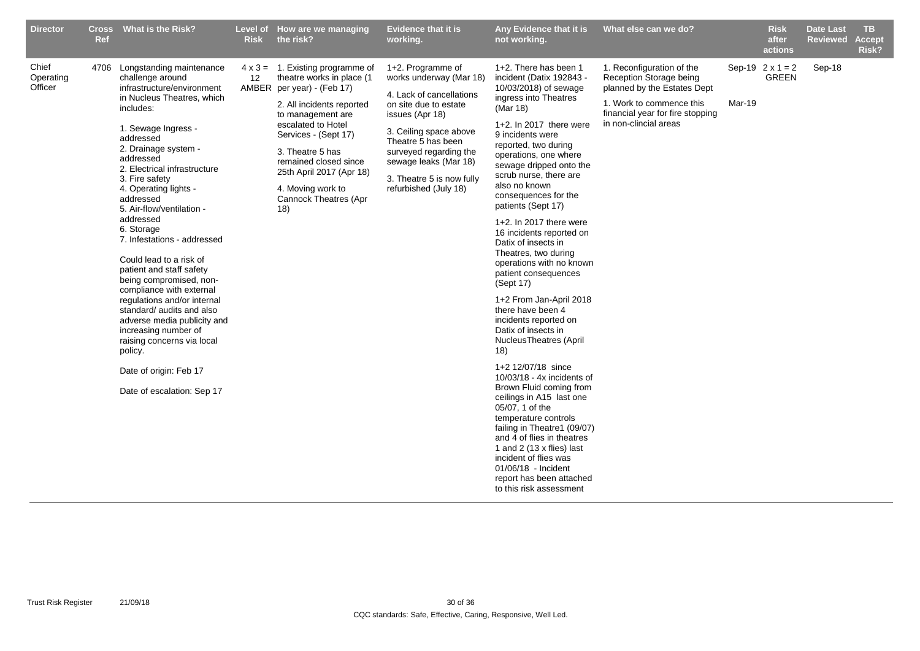| Director | Cross Ref | What is the Risk? | Level of Risk | How are we managing the risk? | Evidence that it is working. | Any Evidence that it is not working. | What else can we do? | | Risk after actions | Date Last Reviewed | TB Accept Risk? |
|---|---|---|---|---|---|---|---|---|---|---|---|
| Chief Operating Officer | 4706 | Longstanding maintenance challenge around infrastructure/environment in Nucleus Theatres, which includes:<br><br>1. Sewage Ingress - addressed<br>2. Drainage system - addressed<br>2. Electrical infrastructure<br>3. Fire safety<br>4. Operating lights - addressed<br>5. Air-flow/ventilation - addressed<br>6. Storage<br>7. Infestations - addressed<br><br>Could lead to a risk of patient and staff safety being compromised, non-compliance with external regulations and/or internal standard/ audits and also adverse media publicity and increasing number of raising concerns via local policy.<br><br>Date of origin: Feb 17<br><br>Date of escalation: Sep 17 | 4 x 3 = 12 AMBER | 1. Existing programme of theatre works in place (1 per year) - (Feb 17)<br><br>2. All incidents reported to management are escalated to Hotel Services - (Sept 17)<br><br>3. Theatre 5 has remained closed since 25th April 2017 (Apr 18)<br><br>4. Moving work to Cannock Theatres (Apr 18) | 1+2. Programme of works underway (Mar 18)<br><br>4. Lack of cancellations on site due to estate issues (Apr 18)<br><br>3. Ceiling space above Theatre 5 has been surveyed regarding the sewage leaks (Mar 18)<br><br>3. Theatre 5 is now fully refurbished (July 18) | 1+2. There has been 1 incident (Datix 192843 - 10/03/2018) of sewage ingress into Theatres (Mar 18)<br><br>1+2. In 2017 there were 9 incidents were reported, two during operations, one where sewage dripped onto the scrub nurse, there are also no known consequences for the patients (Sept 17)<br><br>1+2. In 2017 there were 16 incidents reported on Datix of insects in Theatres, two during operations with no known patient consequences (Sept 17)<br><br>1+2 From Jan-April 2018 there have been 4 incidents reported on Datix of insects in NucleusTheatres (April 18)<br><br>1+2 12/07/18 since 10/03/18 - 4x incidents of Brown Fluid coming from ceilings in A15 last one 05/07, 1 of the temperature controls failing in Theatre1 (09/07) and 4 of flies in theatres 1 and 2 (13 x flies) last incident of flies was 01/06/18 - Incident report has been attached to this risk assessment | 1. Reconfiguration of the Reception Storage being planned by the Estates Dept<br><br>1. Work to commence this financial year for fire stopping in non-clincial areas | Sep-19<br><br>Mar-19 | 2 x 1 = 2 GREEN | Sep-18 | |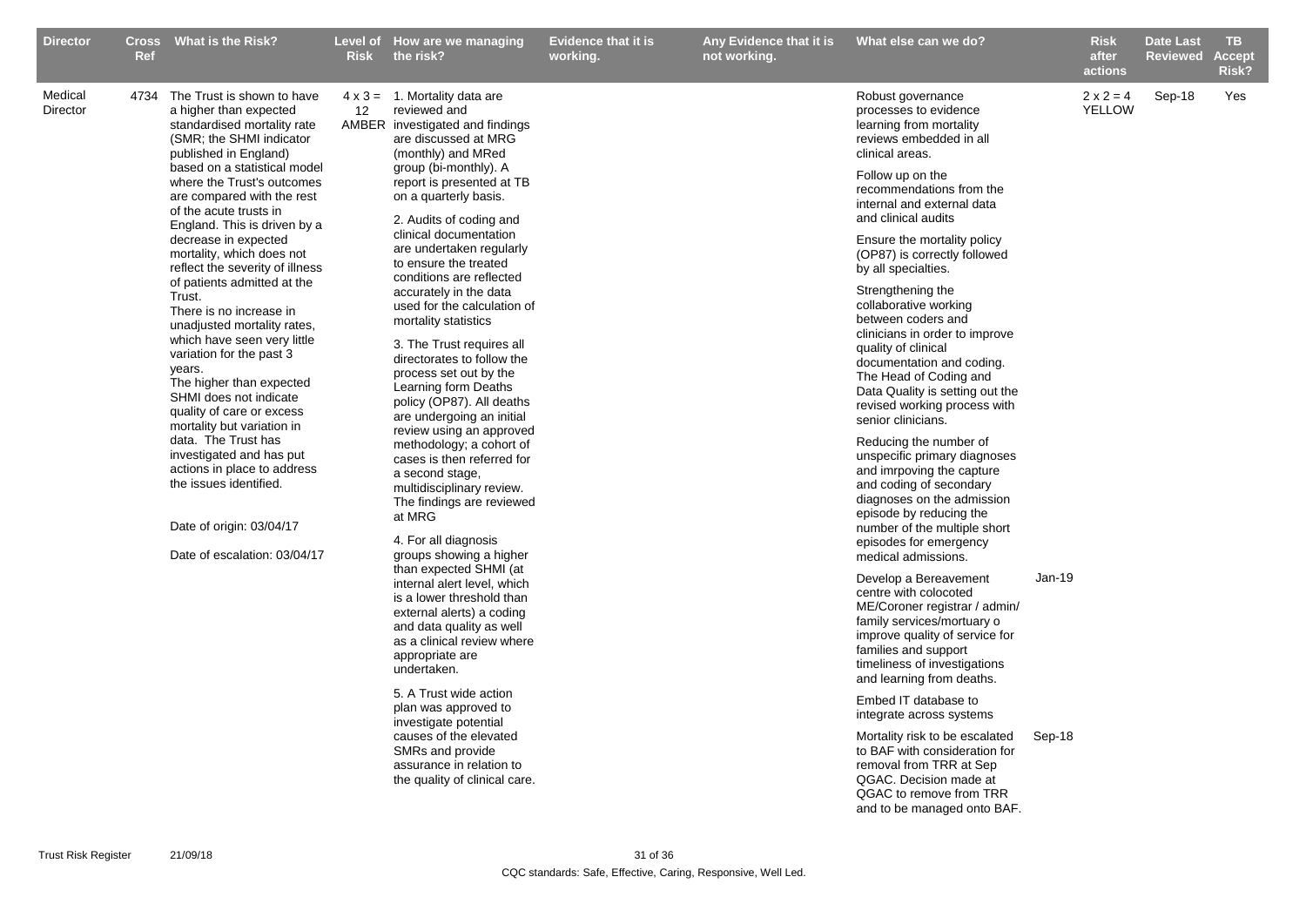| Director | Cross Ref | What is the Risk? | Level of Risk | How are we managing the risk? | Evidence that it is working. | Any Evidence that it is not working. | What else can we do? | | Risk after actions | Date Last Reviewed | TB Accept Risk? |
|---|---|---|---|---|---|---|---|---|---|---|---|
| Medical Director | 4734 | The Trust is shown to have a higher than expected standardised mortality rate (SMR; the SHMI indicator published in England) based on a statistical model where the Trust's outcomes are compared with the rest of the acute trusts in England. This is driven by a decrease in expected mortality, which does not reflect the severity of illness of patients admitted at the Trust.<br>There is no increase in unadjusted mortality rates, which have seen very little variation for the past 3 years.<br>The higher than expected SHMI does not indicate quality of care or excess mortality but variation in data. The Trust has investigated and has put actions in place to address the issues identified.<br><br>Date of origin: 03/04/17<br><br>Date of escalation: 03/04/17 | 4 x 3 = 12 AMBER | 1. Mortality data are reviewed and investigated and findings are discussed at MRG (monthly) and MRed group (bi-monthly). A report is presented at TB on a quarterly basis.<br><br>2. Audits of coding and clinical documentation are undertaken regularly to ensure the treated conditions are reflected accurately in the data used for the calculation of mortality statistics<br><br>3. The Trust requires all directorates to follow the process set out by the Learning form Deaths policy (OP87). All deaths are undergoing an initial review using an approved methodology; a cohort of cases is then referred for a second stage, multidisciplinary review. The findings are reviewed at MRG<br><br>4. For all diagnosis groups showing a higher than expected SHMI (at internal alert level, which is a lower threshold than external alerts) a coding and data quality as well as a clinical review where appropriate are undertaken.<br><br>5. A Trust wide action plan was approved to investigate potential causes of the elevated SMRs and provide assurance in relation to the quality of clinical care. | | | Robust governance processes to evidence learning from mortality reviews embedded in all clinical areas.<br><br>Follow up on the recommendations from the internal and external data and clinical audits<br><br>Ensure the mortality policy (OP87) is correctly followed by all specialties.<br><br>Strengthening the collaborative working between coders and clinicians in order to improve quality of clinical documentation and coding. The Head of Coding and Data Quality is setting out the revised working process with senior clinicians.<br><br>Reducing the number of unspecific primary diagnoses and imrpoving the capture and coding of secondary diagnoses on the admission episode by reducing the number of the multiple short episodes for emergency medical admissions. | | 2 x 2 = 4 YELLOW | Sep-18 | Yes |
| | | | | | | | Develop a Bereavement centre with colocoted ME/Coroner registrar / admin/ family services/mortuary o improve quality of service for families and support timeliness of investigations and learning from deaths. | Jan-19 | | | |
| | | | | | | | Embed IT database to integrate across systems | | | | |
| | | | | | | | Mortality risk to be escalated to BAF with consideration for removal from TRR at Sep QGAC. Decision made at QGAC to remove from TRR and to be managed onto BAF. | Sep-18 | | | |

CQC standards: Safe, Effective, Caring, Responsive, Well Led.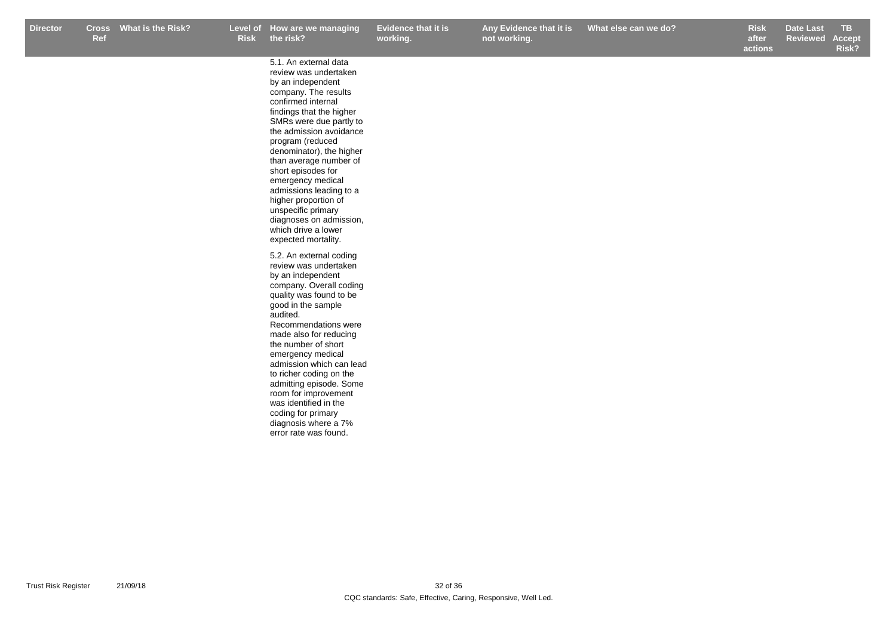| Director | Cross Ref | What is the Risk? | Level of Risk | How are we managing the risk? | Evidence that it is working. | Any Evidence that it is not working. | What else can we do? | Risk after actions | Date Last Reviewed | TB Accept Risk? |
|---|---|---|---|---|---|---|---|---|---|---|
| | | | | 5.1. An external data review was undertaken by an independent company. The results confirmed internal findings that the higher SMRs were due partly to the admission avoidance program (reduced denominator), the higher than average number of short episodes for emergency medical admissions leading to a higher proportion of unspecific primary diagnoses on admission, which drive a lower expected mortality.<br><br>5.2. An external coding review was undertaken by an independent company. Overall coding quality was found to be good in the sample audited. Recommendations were made also for reducing the number of short emergency medical admission which can lead to richer coding on the admitting episode. Some room for improvement was identified in the coding for primary diagnosis where a 7% error rate was found. | | | | | | |

CQC standards: Safe, Effective, Caring, Responsive, Well Led.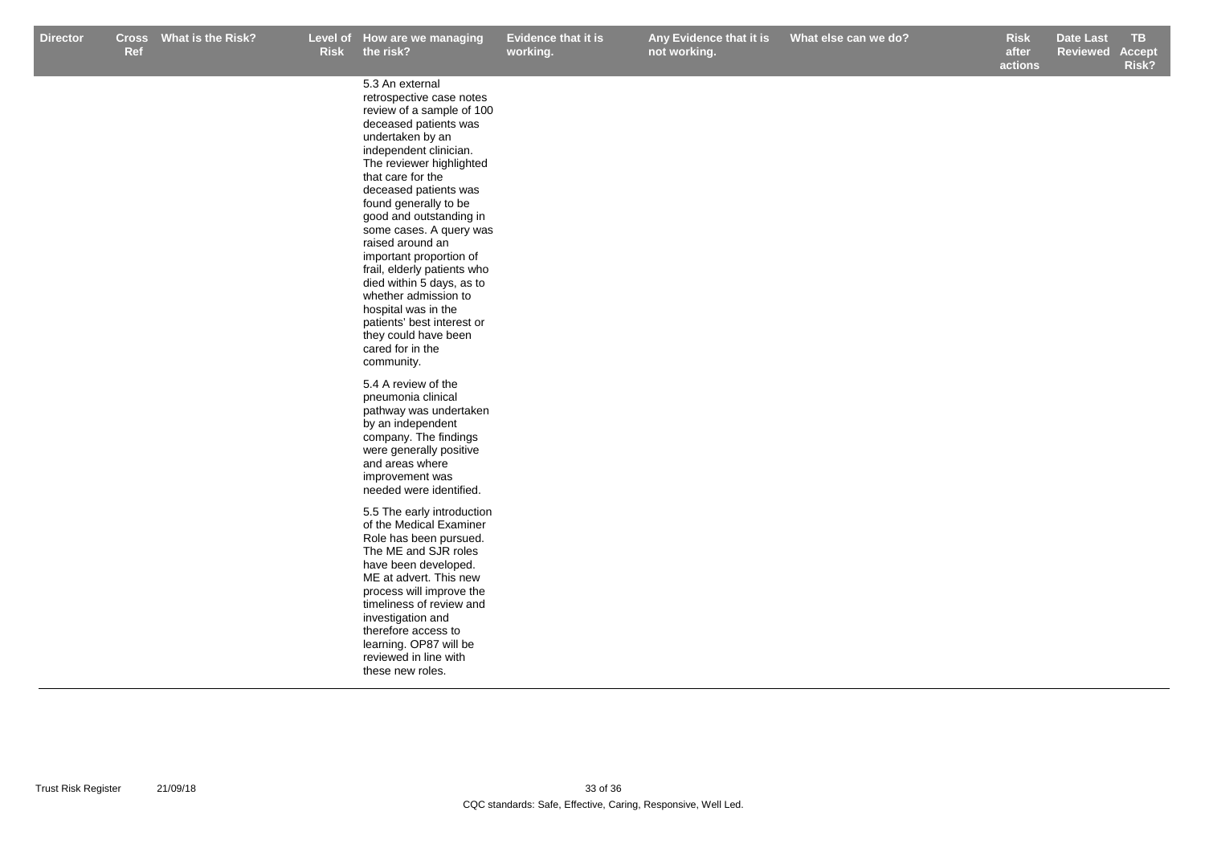| Director | Cross Ref | What is the Risk? | Level of Risk | How are we managing the risk? | Evidence that it is working. | Any Evidence that it is not working. | What else can we do? | Risk after actions | Date Last Reviewed | TB Accept Risk? |
|---|---|---|---|---|---|---|---|---|---|---|
| | | | | 5.3 An external retrospective case notes review of a sample of 100 deceased patients was undertaken by an independent clinician. The reviewer highlighted that care for the deceased patients was found generally to be good and outstanding in some cases. A query was raised around an important proportion of frail, elderly patients who died within 5 days, as to whether admission to hospital was in the patients' best interest or they could have been cared for in the community.<br><br>5.4 A review of the pneumonia clinical pathway was undertaken by an independent company. The findings were generally positive and areas where improvement was needed were identified.<br><br>5.5 The early introduction of the Medical Examiner Role has been pursued. The ME and SJR roles have been developed. ME at advert. This new process will improve the timeliness of review and investigation and therefore access to learning. OP87 will be reviewed in line with these new roles. | | | | | | |

CQC standards: Safe, Effective, Caring, Responsive, Well Led.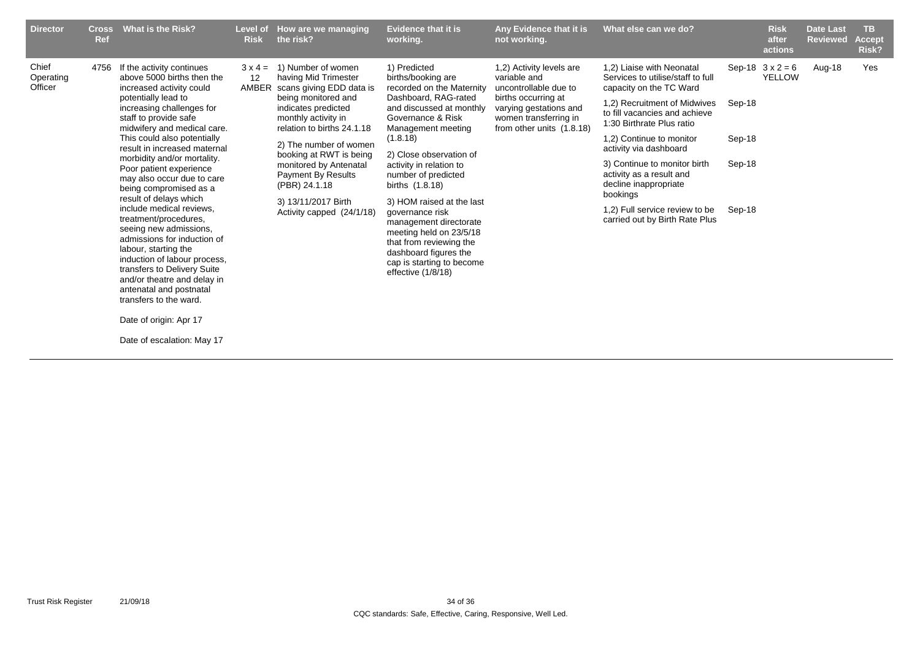| Director | Cross Ref | What is the Risk? | Level of Risk | How are we managing the risk? | Evidence that it is working. | Any Evidence that it is not working. | What else can we do? | | Risk after actions | Date Last Reviewed | TB Accept Risk? |
|---|---|---|---|---|---|---|---|---|---|---|---|
| Chief Operating Officer | 4756 | If the activity continues above 5000 births then the increased activity could potentially lead to increasing challenges for staff to provide safe midwifery and medical care. This could also potentially result in increased maternal morbidity and/or mortality. Poor patient experience may also occur due to care being compromised as a result of delays which include medical reviews, treatment/procedures, seeing new admissions, admissions for induction of labour, starting the induction of labour process, transfers to Delivery Suite and/or theatre and delay in antenatal and postnatal transfers to the ward.<br><br>Date of origin: Apr 17<br><br>Date of escalation: May 17 | 3 x 4 = 12 AMBER | 1) Number of women having Mid Trimester scans giving EDD data is being monitored and indicates predicted monthly activity in relation to births 24.1.18<br><br>2) The number of women booking at RWT is being monitored by Antenatal Payment By Results (PBR) 24.1.18<br><br>3) 13/11/2017 Birth Activity capped (24/1/18) | 1) Predicted births/booking are recorded on the Maternity Dashboard, RAG-rated and discussed at monthly Governance & Risk Management meeting (1.8.18)<br><br>2) Close observation of activity in relation to number of predicted births (1.8.18)<br><br>3) HOM raised at the last governance risk management directorate meeting held on 23/5/18 that from reviewing the dashboard figures the cap is starting to become effective (1/8/18) | 1,2) Activity levels are variable and uncontrollable due to births occurring at varying gestations and women transferring in from other units (1.8.18) | 1,2) Liaise with Neonatal Services to utilise/staff to full capacity on the TC Ward<br><br>1,2) Recruitment of Midwives to fill vacancies and achieve 1:30 Birthrate Plus ratio<br><br>1,2) Continue to monitor activity via dashboard<br><br>3) Continue to monitor birth activity as a result and decline inappropriate bookings<br><br>1,2) Full service review to be carried out by Birth Rate Plus | Sep-18<br><br>Sep-18<br><br>Sep-18<br><br>Sep-18<br><br>Sep-18 | 3 x 2 = 6 YELLOW | Aug-18 | Yes |

CQC standards: Safe, Effective, Caring, Responsive, Well Led.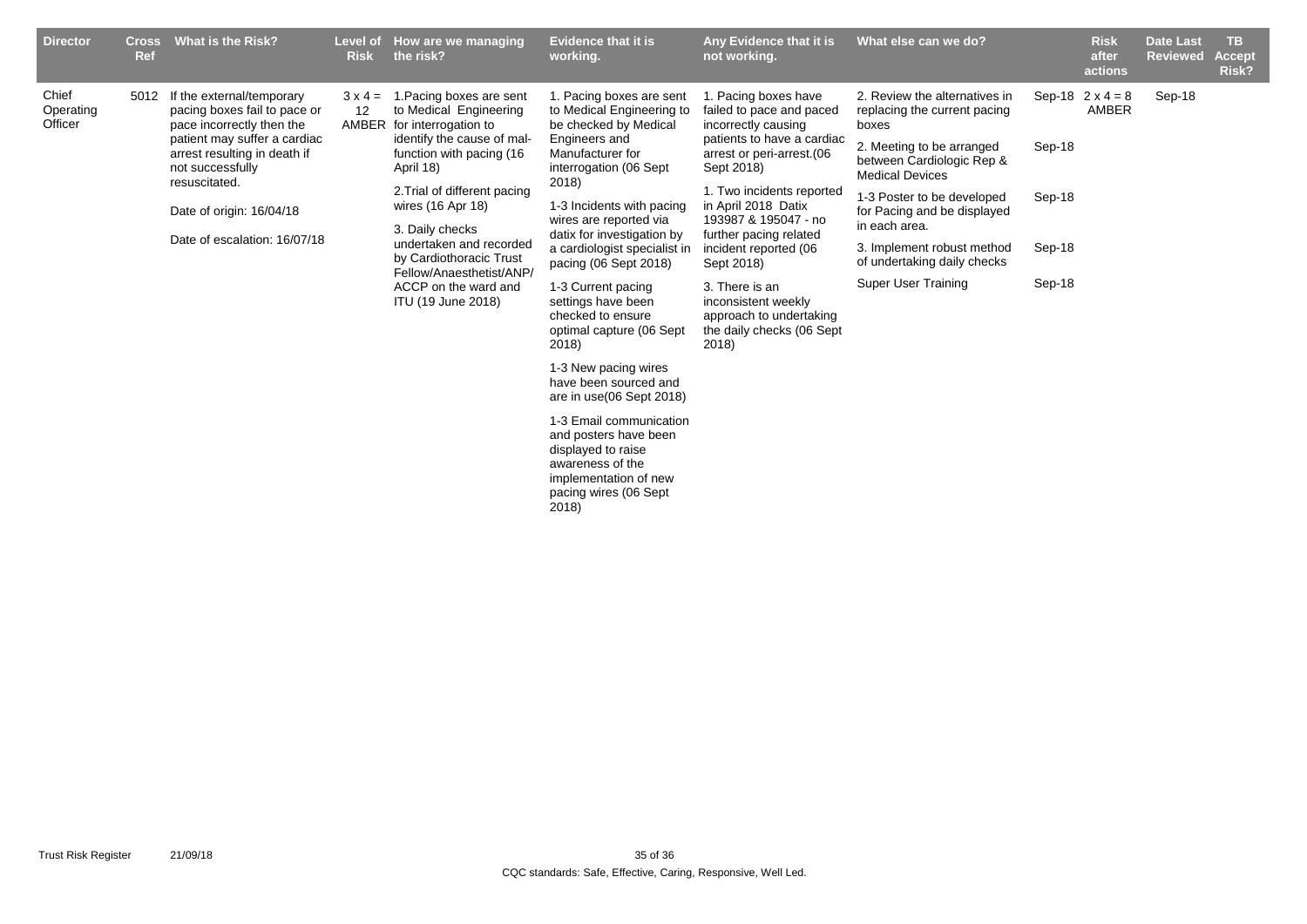| Director | Cross Ref | What is the Risk? | Level of Risk | How are we managing the risk? | Evidence that it is working. | Any Evidence that it is not working. | What else can we do? | | Risk after actions | Date Last Reviewed | TB Accept Risk? |
|---|---|---|---|---|---|---|---|---|---|---|---|
| Chief Operating Officer | 5012 | If the external/temporary pacing boxes fail to pace or pace incorrectly then the patient may suffer a cardiac arrest resulting in death if not successfully resuscitated.<br><br>Date of origin: 16/04/18<br><br>Date of escalation: 16/07/18 | 3 x 4 = 12 AMBER | 1.Pacing boxes are sent to Medical Engineering for interrogation to identify the cause of mal-function with pacing (16 April 18)<br><br>2.Trial of different pacing wires (16 Apr 18)<br><br>3. Daily checks undertaken and recorded by Cardiothoracic Trust Fellow/Anaesthetist/ANP/ ACCP on the ward and ITU (19 June 2018) | 1. Pacing boxes are sent to Medical Engineering to be checked by Medical Engineers and Manufacturer for interrogation (06 Sept 2018)<br><br>1-3 Incidents with pacing wires are reported via datix for investigation by a cardiologist specialist in pacing (06 Sept 2018)<br><br>1-3 Current pacing settings have been checked to ensure optimal capture (06 Sept 2018)<br><br>1-3 New pacing wires have been sourced and are in use(06 Sept 2018)<br><br>1-3 Email communication and posters have been displayed to raise awareness of the implementation of new pacing wires (06 Sept 2018) | 1. Pacing boxes have failed to pace and paced incorrectly causing patients to have a cardiac arrest or peri-arrest.(06 Sept 2018)<br><br>1. Two incidents reported in April 2018 Datix 193987 & 195047 - no further pacing related incident reported (06 Sept 2018)<br><br>3. There is an inconsistent weekly approach to undertaking the daily checks (06 Sept 2018) | 2. Review the alternatives in replacing the current pacing boxes<br><br>2. Meeting to be arranged between Cardiologic Rep & Medical Devices<br><br>1-3 Poster to be developed for Pacing and be displayed in each area.<br><br>3. Implement robust method of undertaking daily checks<br><br>Super User Training | Sep-18<br><br>Sep-18<br><br>Sep-18<br><br>Sep-18<br><br>Sep-18 | 2 x 4 = 8 AMBER | Sep-18 | |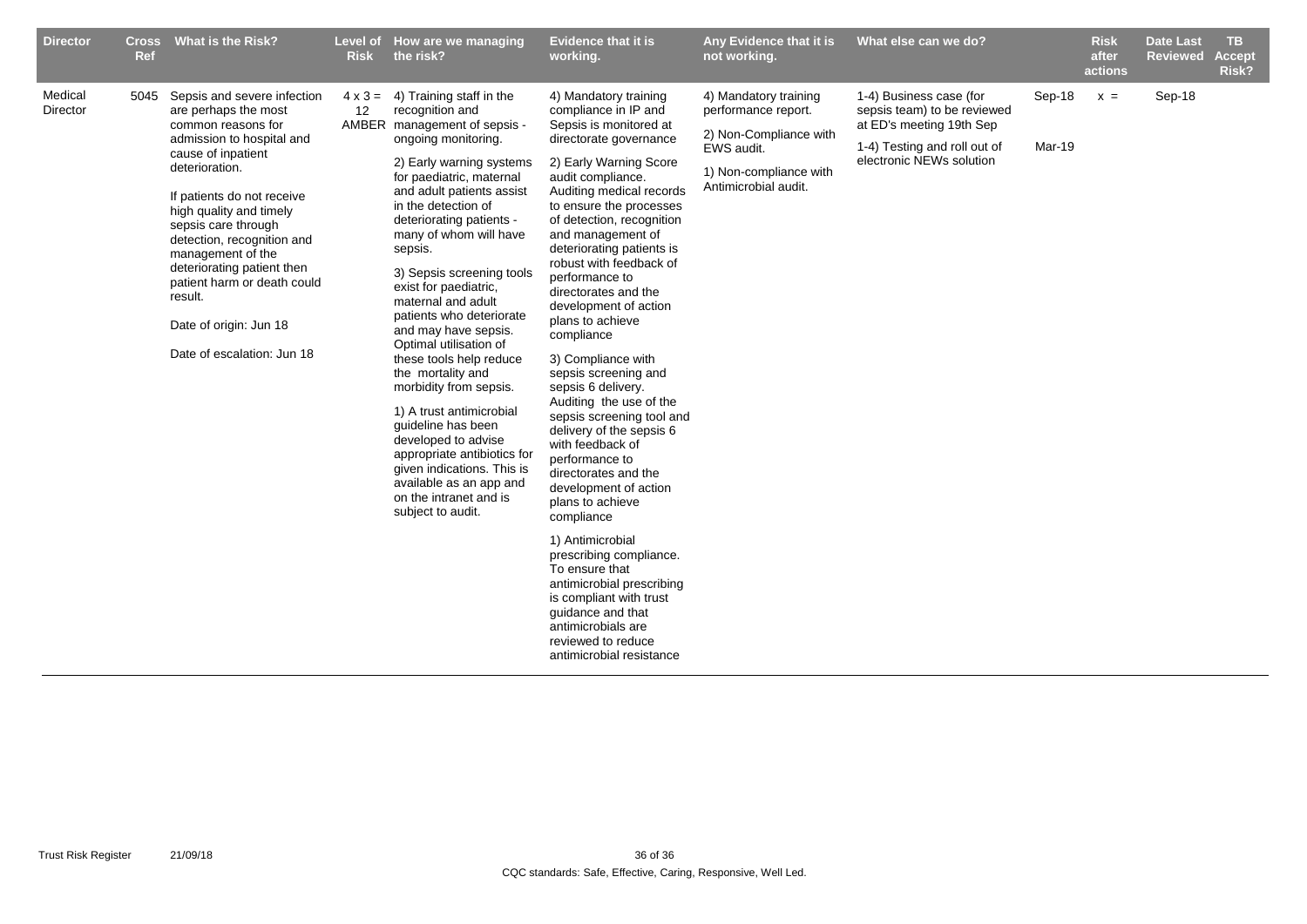| Director | Cross Ref | What is the Risk? | Level of Risk | How are we managing the risk? | Evidence that it is working. | Any Evidence that it is not working. | What else can we do? | | Risk after actions | Date Last Reviewed | TB Accept Risk? |
|---|---|---|---|---|---|---|---|---|---|---|---|
| Medical Director | 5045 | Sepsis and severe infection are perhaps the most common reasons for admission to hospital and cause of inpatient deterioration.<br><br>If patients do not receive high quality and timely sepsis care through detection, recognition and management of the deteriorating patient then patient harm or death could result.<br><br>Date of origin: Jun 18<br><br>Date of escalation: Jun 18 | 4 x 3 = 12 AMBER | 4) Training staff in the recognition and management of sepsis - ongoing monitoring.<br><br>2) Early warning systems for paediatric, maternal and adult patients assist in the detection of deteriorating patients - many of whom will have sepsis.<br><br>3) Sepsis screening tools exist for paediatric, maternal and adult patients who deteriorate and may have sepsis. Optimal utilisation of these tools help reduce the mortality and morbidity from sepsis.<br><br>1) A trust antimicrobial guideline has been developed to advise appropriate antibiotics for given indications. This is available as an app and on the intranet and is subject to audit. | 4) Mandatory training compliance in IP and Sepsis is monitored at directorate governance<br><br>2) Early Warning Score audit compliance. Auditing medical records to ensure the processes of detection, recognition and management of deteriorating patients is robust with feedback of performance to directorates and the development of action plans to achieve compliance<br><br>3) Compliance with sepsis screening and sepsis 6 delivery. Auditing the use of the sepsis screening tool and delivery of the sepsis 6 with feedback of performance to directorates and the development of action plans to achieve compliance<br><br>1) Antimicrobial prescribing compliance. To ensure that antimicrobial prescribing is compliant with trust guidance and that antimicrobials are reviewed to reduce antimicrobial resistance | 4) Mandatory training performance report.<br><br>2) Non-Compliance with EWS audit.<br><br>1) Non-compliance with Antimicrobial audit. | 1-4) Business case (for sepsis team) to be reviewed at ED's meeting 19th Sep<br><br>1-4) Testing and roll out of electronic NEWs solution | Sep-18<br><br>Mar-19 | x = | Sep-18 | |

CQC standards: Safe, Effective, Caring, Responsive, Well Led.